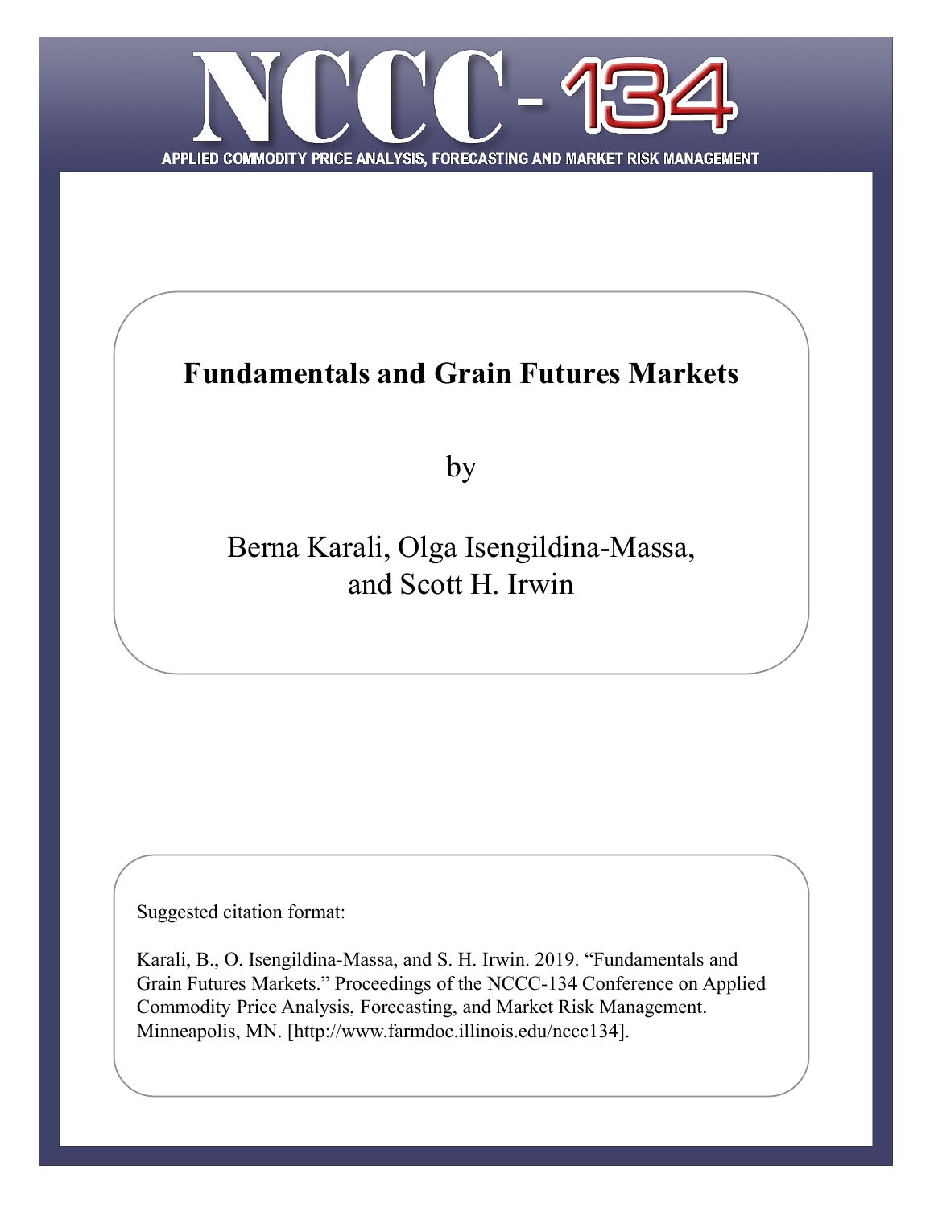# NCCC-134

APPLIED COMMODITY PRICE ANALYSIS, FORECASTING AND MARKET RISK MANAGEMENT

## Fundamentals and Grain Futures Markets

by

Berna Karali, Olga Isengildina-Massa, and Scott H. Irwin

Suggested citation format:

Karali, B., O. Isengildina-Massa, and S. H. Irwin. 2019. "Fundamentals and Grain Futures Markets." Proceedings of the NCCC-134 Conference on Applied Commodity Price Analysis, Forecasting, and Market Risk Management. Minneapolis, MN. [http://www.farmdoc.illinois.edu/nccc134].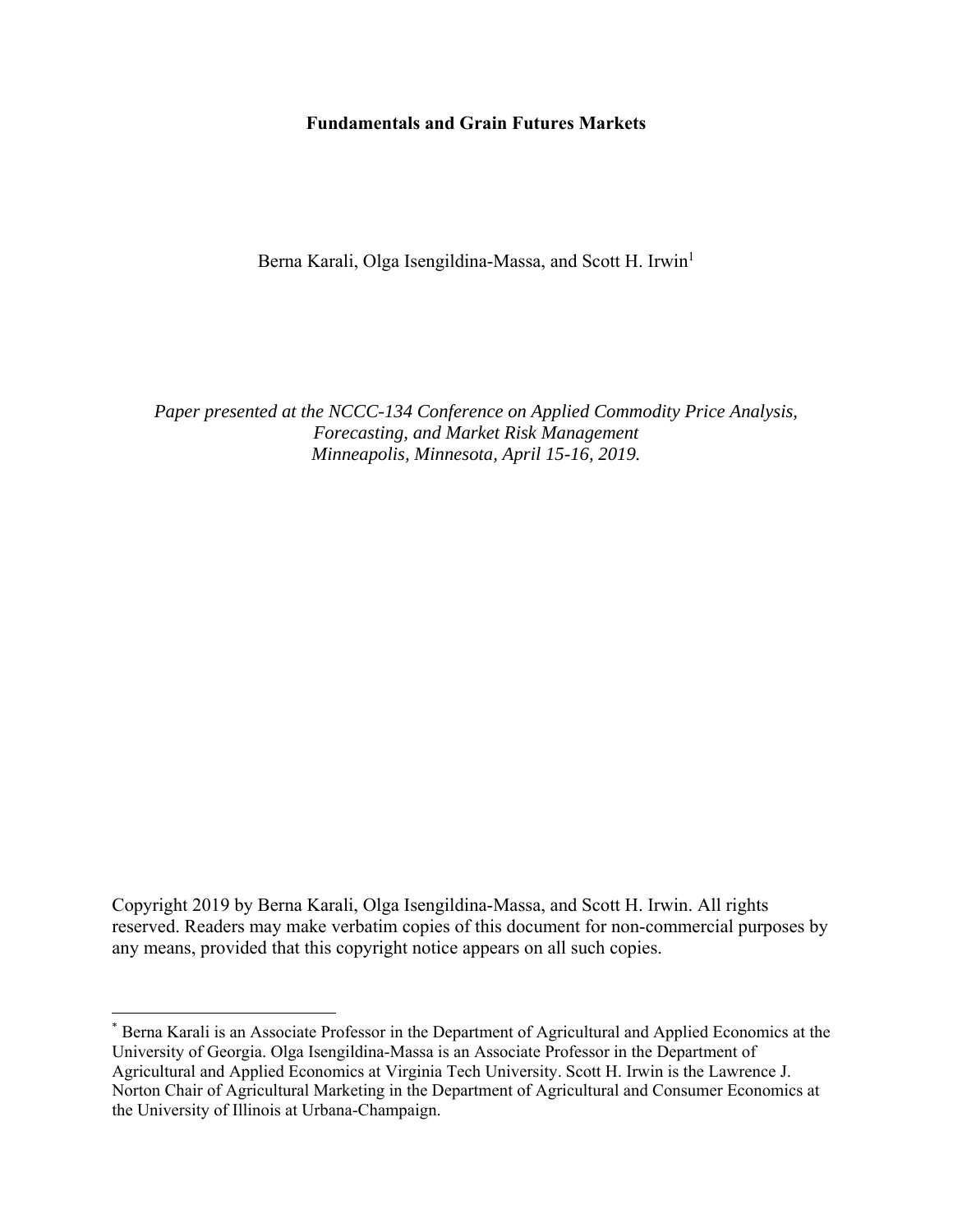**Fundamentals and Grain Futures Markets**

Berna Karali, Olga Isengildina-Massa, and Scott H. Irwin[1]

*Paper presented at the NCCC-134 Conference on Applied Commodity Price Analysis, Forecasting, and Market Risk Management*
*Minneapolis, Minnesota, April 15-16, 2019.*

Copyright 2019 by Berna Karali, Olga Isengildina-Massa, and Scott H. Irwin. All rights reserved. Readers may make verbatim copies of this document for non-commercial purposes by any means, provided that this copyright notice appears on all such copies.

---

[*] Berna Karali is an Associate Professor in the Department of Agricultural and Applied Economics at the University of Georgia. Olga Isengildina-Massa is an Associate Professor in the Department of Agricultural and Applied Economics at Virginia Tech University. Scott H. Irwin is the Lawrence J. Norton Chair of Agricultural Marketing in the Department of Agricultural and Consumer Economics at the University of Illinois at Urbana-Champaign.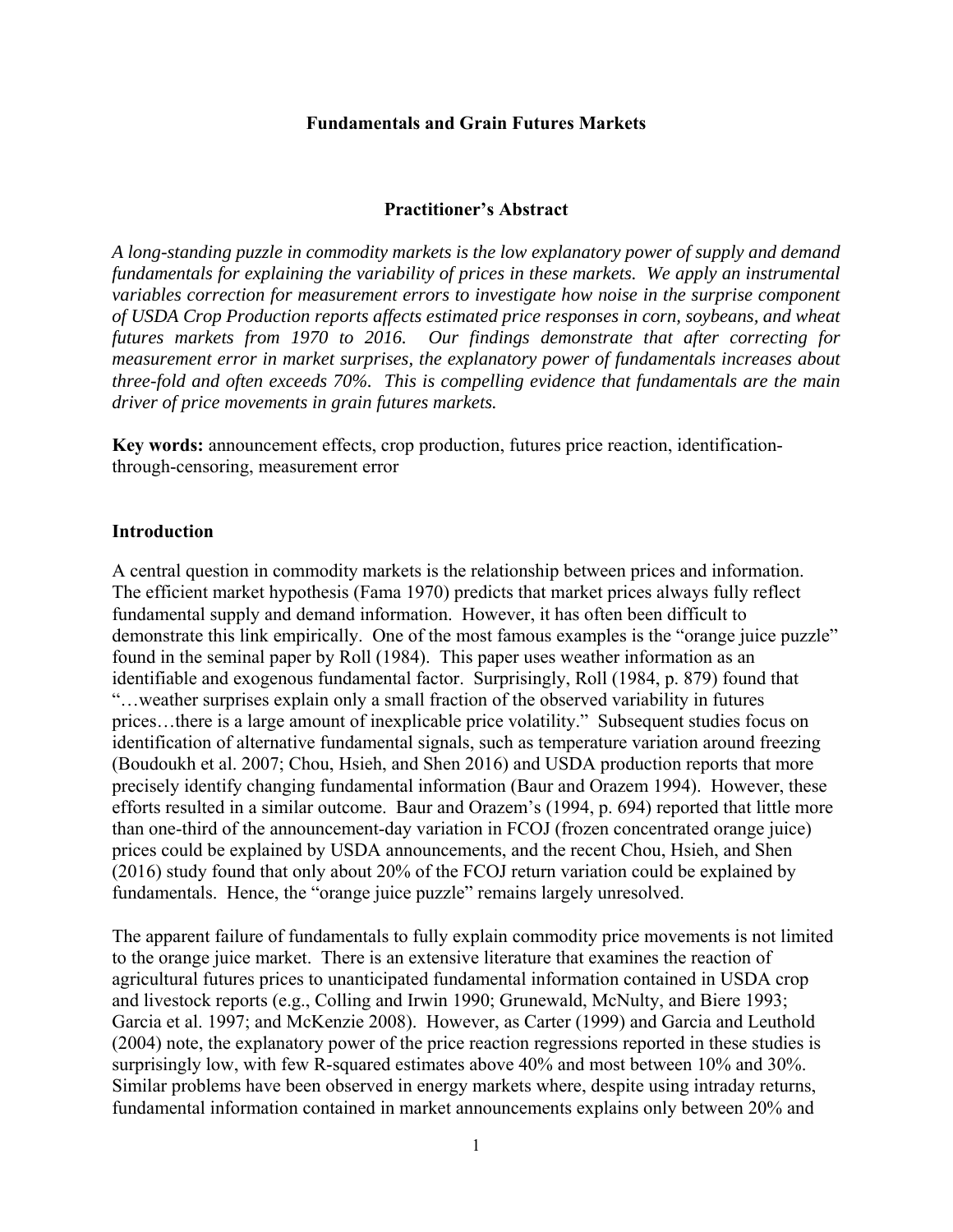**Fundamentals and Grain Futures Markets**

**Practitioner's Abstract**

*A long-standing puzzle in commodity markets is the low explanatory power of supply and demand fundamentals for explaining the variability of prices in these markets. We apply an instrumental variables correction for measurement errors to investigate how noise in the surprise component of USDA Crop Production reports affects estimated price responses in corn, soybeans, and wheat futures markets from 1970 to 2016. Our findings demonstrate that after correcting for measurement error in market surprises, the explanatory power of fundamentals increases about three-fold and often exceeds 70%. This is compelling evidence that fundamentals are the main driver of price movements in grain futures markets.*

**Key words:** announcement effects, crop production, futures price reaction, identification-through-censoring, measurement error

**Introduction**

A central question in commodity markets is the relationship between prices and information. The efficient market hypothesis (Fama 1970) predicts that market prices always fully reflect fundamental supply and demand information. However, it has often been difficult to demonstrate this link empirically. One of the most famous examples is the "orange juice puzzle" found in the seminal paper by Roll (1984). This paper uses weather information as an identifiable and exogenous fundamental factor. Surprisingly, Roll (1984, p. 879) found that "…weather surprises explain only a small fraction of the observed variability in futures prices…there is a large amount of inexplicable price volatility." Subsequent studies focus on identification of alternative fundamental signals, such as temperature variation around freezing (Boudoukh et al. 2007; Chou, Hsieh, and Shen 2016) and USDA production reports that more precisely identify changing fundamental information (Baur and Orazem 1994). However, these efforts resulted in a similar outcome. Baur and Orazem's (1994, p. 694) reported that little more than one-third of the announcement-day variation in FCOJ (frozen concentrated orange juice) prices could be explained by USDA announcements, and the recent Chou, Hsieh, and Shen (2016) study found that only about 20% of the FCOJ return variation could be explained by fundamentals. Hence, the "orange juice puzzle" remains largely unresolved.

The apparent failure of fundamentals to fully explain commodity price movements is not limited to the orange juice market. There is an extensive literature that examines the reaction of agricultural futures prices to unanticipated fundamental information contained in USDA crop and livestock reports (e.g., Colling and Irwin 1990; Grunewald, McNulty, and Biere 1993; Garcia et al. 1997; and McKenzie 2008). However, as Carter (1999) and Garcia and Leuthold (2004) note, the explanatory power of the price reaction regressions reported in these studies is surprisingly low, with few R-squared estimates above 40% and most between 10% and 30%. Similar problems have been observed in energy markets where, despite using intraday returns, fundamental information contained in market announcements explains only between 20% and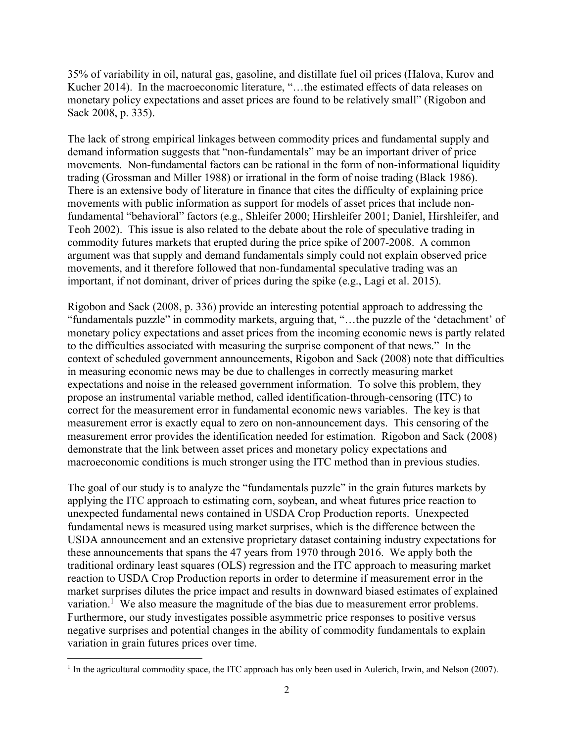35% of variability in oil, natural gas, gasoline, and distillate fuel oil prices (Halova, Kurov and Kucher 2014). In the macroeconomic literature, "…the estimated effects of data releases on monetary policy expectations and asset prices are found to be relatively small" (Rigobon and Sack 2008, p. 335).

The lack of strong empirical linkages between commodity prices and fundamental supply and demand information suggests that "non-fundamentals" may be an important driver of price movements. Non-fundamental factors can be rational in the form of non-informational liquidity trading (Grossman and Miller 1988) or irrational in the form of noise trading (Black 1986). There is an extensive body of literature in finance that cites the difficulty of explaining price movements with public information as support for models of asset prices that include non-fundamental "behavioral" factors (e.g., Shleifer 2000; Hirshleifer 2001; Daniel, Hirshleifer, and Teoh 2002). This issue is also related to the debate about the role of speculative trading in commodity futures markets that erupted during the price spike of 2007-2008. A common argument was that supply and demand fundamentals simply could not explain observed price movements, and it therefore followed that non-fundamental speculative trading was an important, if not dominant, driver of prices during the spike (e.g., Lagi et al. 2015).

Rigobon and Sack (2008, p. 336) provide an interesting potential approach to addressing the "fundamentals puzzle" in commodity markets, arguing that, "…the puzzle of the 'detachment' of monetary policy expectations and asset prices from the incoming economic news is partly related to the difficulties associated with measuring the surprise component of that news." In the context of scheduled government announcements, Rigobon and Sack (2008) note that difficulties in measuring economic news may be due to challenges in correctly measuring market expectations and noise in the released government information. To solve this problem, they propose an instrumental variable method, called identification-through-censoring (ITC) to correct for the measurement error in fundamental economic news variables. The key is that measurement error is exactly equal to zero on non-announcement days. This censoring of the measurement error provides the identification needed for estimation. Rigobon and Sack (2008) demonstrate that the link between asset prices and monetary policy expectations and macroeconomic conditions is much stronger using the ITC method than in previous studies.

The goal of our study is to analyze the "fundamentals puzzle" in the grain futures markets by applying the ITC approach to estimating corn, soybean, and wheat futures price reaction to unexpected fundamental news contained in USDA Crop Production reports. Unexpected fundamental news is measured using market surprises, which is the difference between the USDA announcement and an extensive proprietary dataset containing industry expectations for these announcements that spans the 47 years from 1970 through 2016. We apply both the traditional ordinary least squares (OLS) regression and the ITC approach to measuring market reaction to USDA Crop Production reports in order to determine if measurement error in the market surprises dilutes the price impact and results in downward biased estimates of explained variation.[1] We also measure the magnitude of the bias due to measurement error problems. Furthermore, our study investigates possible asymmetric price responses to positive versus negative surprises and potential changes in the ability of commodity fundamentals to explain variation in grain futures prices over time.

[1] In the agricultural commodity space, the ITC approach has only been used in Aulerich, Irwin, and Nelson (2007).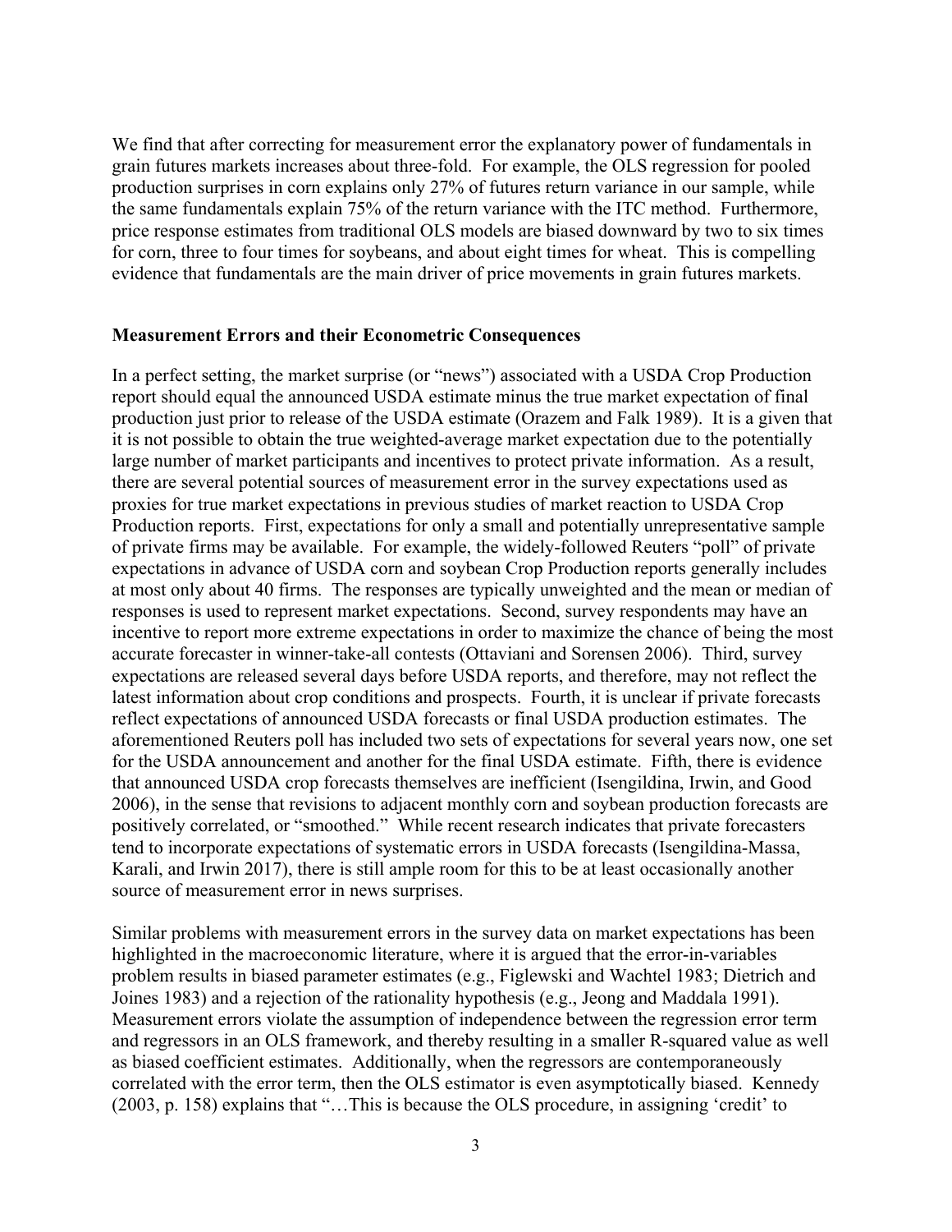We find that after correcting for measurement error the explanatory power of fundamentals in grain futures markets increases about three-fold. For example, the OLS regression for pooled production surprises in corn explains only 27% of futures return variance in our sample, while the same fundamentals explain 75% of the return variance with the ITC method. Furthermore, price response estimates from traditional OLS models are biased downward by two to six times for corn, three to four times for soybeans, and about eight times for wheat. This is compelling evidence that fundamentals are the main driver of price movements in grain futures markets.

## Measurement Errors and their Econometric Consequences

In a perfect setting, the market surprise (or "news") associated with a USDA Crop Production report should equal the announced USDA estimate minus the true market expectation of final production just prior to release of the USDA estimate (Orazem and Falk 1989). It is a given that it is not possible to obtain the true weighted-average market expectation due to the potentially large number of market participants and incentives to protect private information. As a result, there are several potential sources of measurement error in the survey expectations used as proxies for true market expectations in previous studies of market reaction to USDA Crop Production reports. First, expectations for only a small and potentially unrepresentative sample of private firms may be available. For example, the widely-followed Reuters "poll" of private expectations in advance of USDA corn and soybean Crop Production reports generally includes at most only about 40 firms. The responses are typically unweighted and the mean or median of responses is used to represent market expectations. Second, survey respondents may have an incentive to report more extreme expectations in order to maximize the chance of being the most accurate forecaster in winner-take-all contests (Ottaviani and Sorensen 2006). Third, survey expectations are released several days before USDA reports, and therefore, may not reflect the latest information about crop conditions and prospects. Fourth, it is unclear if private forecasts reflect expectations of announced USDA forecasts or final USDA production estimates. The aforementioned Reuters poll has included two sets of expectations for several years now, one set for the USDA announcement and another for the final USDA estimate. Fifth, there is evidence that announced USDA crop forecasts themselves are inefficient (Isengildina, Irwin, and Good 2006), in the sense that revisions to adjacent monthly corn and soybean production forecasts are positively correlated, or "smoothed." While recent research indicates that private forecasters tend to incorporate expectations of systematic errors in USDA forecasts (Isengildina-Massa, Karali, and Irwin 2017), there is still ample room for this to be at least occasionally another source of measurement error in news surprises.

Similar problems with measurement errors in the survey data on market expectations has been highlighted in the macroeconomic literature, where it is argued that the error-in-variables problem results in biased parameter estimates (e.g., Figlewski and Wachtel 1983; Dietrich and Joines 1983) and a rejection of the rationality hypothesis (e.g., Jeong and Maddala 1991). Measurement errors violate the assumption of independence between the regression error term and regressors in an OLS framework, and thereby resulting in a smaller R-squared value as well as biased coefficient estimates. Additionally, when the regressors are contemporaneously correlated with the error term, then the OLS estimator is even asymptotically biased. Kennedy (2003, p. 158) explains that "…This is because the OLS procedure, in assigning 'credit' to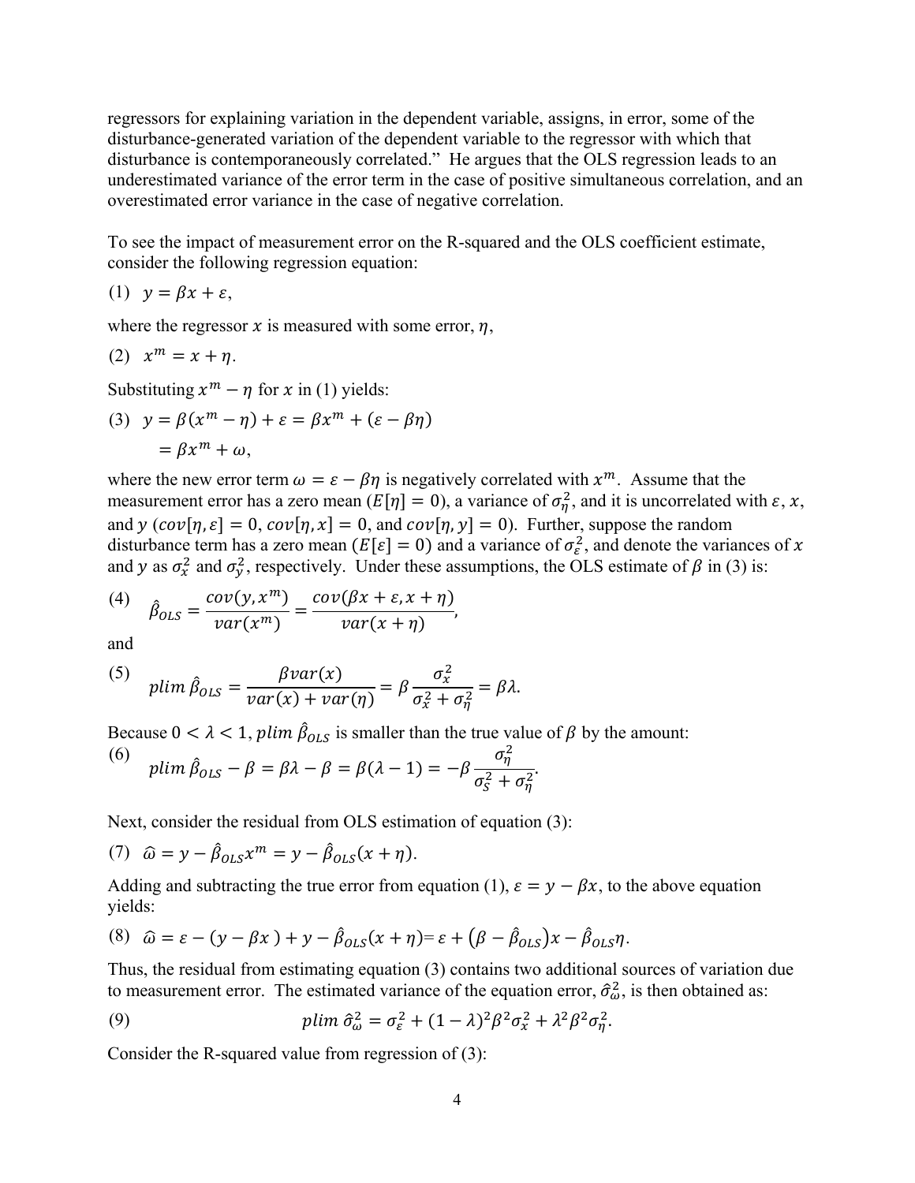regressors for explaining variation in the dependent variable, assigns, in error, some of the disturbance-generated variation of the dependent variable to the regressor with which that disturbance is contemporaneously correlated." He argues that the OLS regression leads to an underestimated variance of the error term in the case of positive simultaneous correlation, and an overestimated error variance in the case of negative correlation.

To see the impact of measurement error on the R-squared and the OLS coefficient estimate, consider the following regression equation:

(1) $y = \beta x + \varepsilon,$

where the regressor $x$ is measured with some error, $\eta$,

(2) $x^m = x + \eta.$

Substituting $x^m - \eta$ for $x$ in (1) yields:

$$(3) \quad y = \beta(x^m - \eta) + \varepsilon = \beta x^m + (\varepsilon - \beta\eta)$$
$$= \beta x^m + \omega,$$

where the new error term $\omega = \varepsilon - \beta\eta$ is negatively correlated with $x^m$. Assume that the measurement error has a zero mean ($E[\eta] = 0$), a variance of $\sigma_\eta^2$, and it is uncorrelated with $\varepsilon$, $x$, and $y$ ($cov[\eta, \varepsilon] = 0$, $cov[\eta, x] = 0$, and $cov[\eta, y] = 0$). Further, suppose the random disturbance term has a zero mean ($E[\varepsilon] = 0$) and a variance of $\sigma_\varepsilon^2$, and denote the variances of $x$ and $y$ as $\sigma_x^2$ and $\sigma_y^2$, respectively. Under these assumptions, the OLS estimate of $\beta$ in (3) is:

$$(4) \quad \hat{\beta}_{OLS} = \frac{cov(y, x^m)}{var(x^m)} = \frac{cov(\beta x + \varepsilon, x + \eta)}{var(x + \eta)},$$

and

$$(5) \quad plim\, \hat{\beta}_{OLS} = \frac{\beta var(x)}{var(x) + var(\eta)} = \beta \frac{\sigma_x^2}{\sigma_x^2 + \sigma_\eta^2} = \beta\lambda.$$

Because $0 < \lambda < 1$, $plim\, \hat{\beta}_{OLS}$ is smaller than the true value of $\beta$ by the amount:

$$(6) \quad plim\, \hat{\beta}_{OLS} - \beta = \beta\lambda - \beta = \beta(\lambda - 1) = -\beta \frac{\sigma_\eta^2}{\sigma_S^2 + \sigma_\eta^2}.$$

Next, consider the residual from OLS estimation of equation (3):

$$(7) \quad \hat{\omega} = y - \hat{\beta}_{OLS} x^m = y - \hat{\beta}_{OLS}(x + \eta).$$

Adding and subtracting the true error from equation (1), $\varepsilon = y - \beta x$, to the above equation yields:

$$(8) \quad \hat{\omega} = \varepsilon - (y - \beta x) + y - \hat{\beta}_{OLS}(x + \eta) = \varepsilon + (\beta - \hat{\beta}_{OLS})x - \hat{\beta}_{OLS}\eta.$$

Thus, the residual from estimating equation (3) contains two additional sources of variation due to measurement error. The estimated variance of the equation error, $\hat{\sigma}_\omega^2$, is then obtained as:

$$(9) \quad plim\, \hat{\sigma}_\omega^2 = \sigma_\varepsilon^2 + (1 - \lambda)^2 \beta^2 \sigma_x^2 + \lambda^2 \beta^2 \sigma_\eta^2.$$

Consider the R-squared value from regression of (3):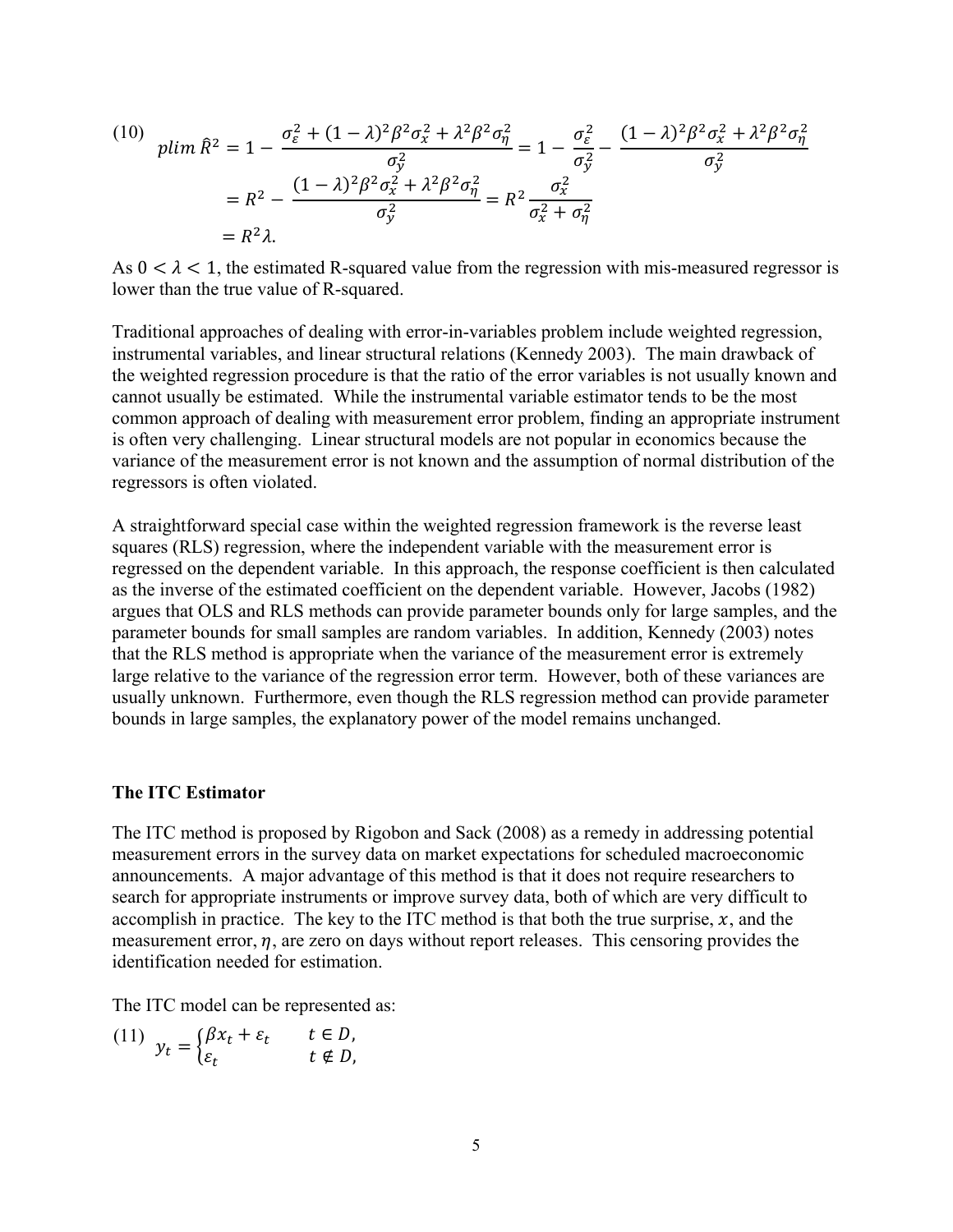$$
(10) \quad plim\,\hat{R}^2 = 1 - \frac{\sigma_\varepsilon^2 + (1-\lambda)^2\beta^2\sigma_x^2 + \lambda^2\beta^2\sigma_\eta^2}{\sigma_y^2} = 1 - \frac{\sigma_\varepsilon^2}{\sigma_y^2} - \frac{(1-\lambda)^2\beta^2\sigma_x^2 + \lambda^2\beta^2\sigma_\eta^2}{\sigma_y^2}
$$

$$
= R^2 - \frac{(1-\lambda)^2\beta^2\sigma_x^2 + \lambda^2\beta^2\sigma_\eta^2}{\sigma_y^2} = R^2\frac{\sigma_x^2}{\sigma_x^2 + \sigma_\eta^2}
$$

$$
= R^2\lambda.
$$

As $0 < \lambda < 1$, the estimated R-squared value from the regression with mis-measured regressor is lower than the true value of R-squared.

Traditional approaches of dealing with error-in-variables problem include weighted regression, instrumental variables, and linear structural relations (Kennedy 2003). The main drawback of the weighted regression procedure is that the ratio of the error variables is not usually known and cannot usually be estimated. While the instrumental variable estimator tends to be the most common approach of dealing with measurement error problem, finding an appropriate instrument is often very challenging. Linear structural models are not popular in economics because the variance of the measurement error is not known and the assumption of normal distribution of the regressors is often violated.

A straightforward special case within the weighted regression framework is the reverse least squares (RLS) regression, where the independent variable with the measurement error is regressed on the dependent variable. In this approach, the response coefficient is then calculated as the inverse of the estimated coefficient on the dependent variable. However, Jacobs (1982) argues that OLS and RLS methods can provide parameter bounds only for large samples, and the parameter bounds for small samples are random variables. In addition, Kennedy (2003) notes that the RLS method is appropriate when the variance of the measurement error is extremely large relative to the variance of the regression error term. However, both of these variances are usually unknown. Furthermore, even though the RLS regression method can provide parameter bounds in large samples, the explanatory power of the model remains unchanged.

**The ITC Estimator**

The ITC method is proposed by Rigobon and Sack (2008) as a remedy in addressing potential measurement errors in the survey data on market expectations for scheduled macroeconomic announcements. A major advantage of this method is that it does not require researchers to search for appropriate instruments or improve survey data, both of which are very difficult to accomplish in practice. The key to the ITC method is that both the true surprise, $x$, and the measurement error, $\eta$, are zero on days without report releases. This censoring provides the identification needed for estimation.

The ITC model can be represented as:

$$
(11) \quad y_t = \begin{cases} \beta x_t + \varepsilon_t & t \in D, \\ \varepsilon_t & t \notin D, \end{cases}
$$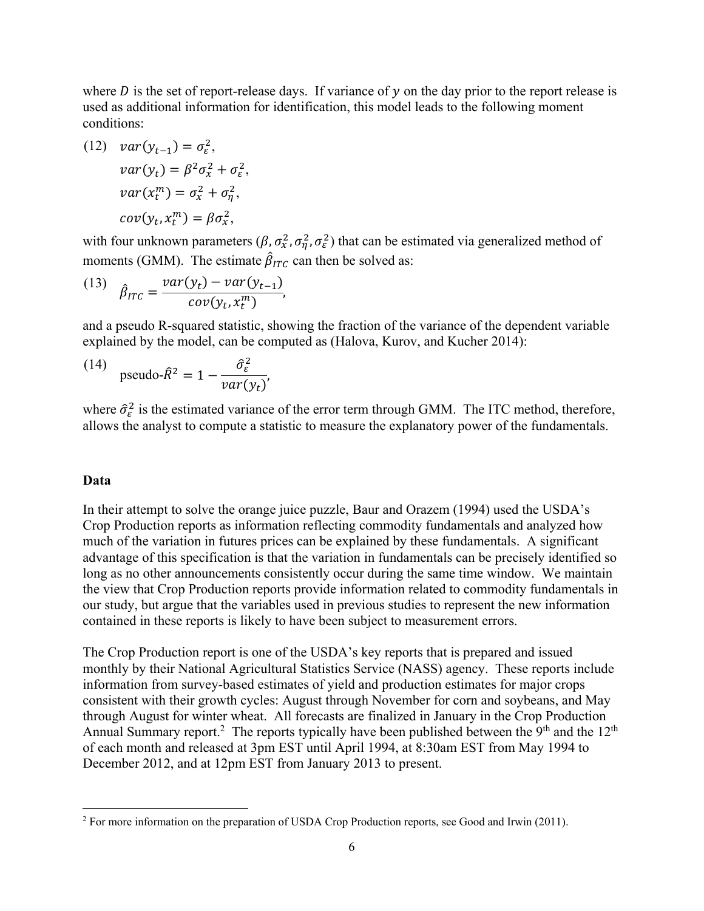where $D$ is the set of report-release days. If variance of $y$ on the day prior to the report release is used as additional information for identification, this model leads to the following moment conditions:

$$
\begin{aligned}
(12) \quad & var(y_{t-1}) = \sigma_\varepsilon^2, \\
& var(y_t) = \beta^2 \sigma_x^2 + \sigma_\varepsilon^2, \\
& var(x_t^m) = \sigma_x^2 + \sigma_\eta^2, \\
& cov(y_t, x_t^m) = \beta \sigma_x^2,
\end{aligned}
$$

with four unknown parameters $(\beta, \sigma_x^2, \sigma_\eta^2, \sigma_\varepsilon^2)$ that can be estimated via generalized method of moments (GMM). The estimate $\hat{\beta}_{ITC}$ can then be solved as:

$$
(13) \quad \hat{\beta}_{ITC} = \frac{var(y_t) - var(y_{t-1})}{cov(y_t, x_t^m)},
$$

and a pseudo R-squared statistic, showing the fraction of the variance of the dependent variable explained by the model, can be computed as (Halova, Kurov, and Kucher 2014):

$$
(14) \quad \text{pseudo-}\hat{R}^2 = 1 - \frac{\hat{\sigma}_\varepsilon^2}{var(y_t)},
$$

where $\hat{\sigma}_\varepsilon^2$ is the estimated variance of the error term through GMM. The ITC method, therefore, allows the analyst to compute a statistic to measure the explanatory power of the fundamentals.

## Data

In their attempt to solve the orange juice puzzle, Baur and Orazem (1994) used the USDA's Crop Production reports as information reflecting commodity fundamentals and analyzed how much of the variation in futures prices can be explained by these fundamentals. A significant advantage of this specification is that the variation in fundamentals can be precisely identified so long as no other announcements consistently occur during the same time window. We maintain the view that Crop Production reports provide information related to commodity fundamentals in our study, but argue that the variables used in previous studies to represent the new information contained in these reports is likely to have been subject to measurement errors.

The Crop Production report is one of the USDA's key reports that is prepared and issued monthly by their National Agricultural Statistics Service (NASS) agency. These reports include information from survey-based estimates of yield and production estimates for major crops consistent with their growth cycles: August through November for corn and soybeans, and May through August for winter wheat. All forecasts are finalized in January in the Crop Production Annual Summary report.[2] The reports typically have been published between the 9th and the 12th of each month and released at 3pm EST until April 1994, at 8:30am EST from May 1994 to December 2012, and at 12pm EST from January 2013 to present.

[2] For more information on the preparation of USDA Crop Production reports, see Good and Irwin (2011).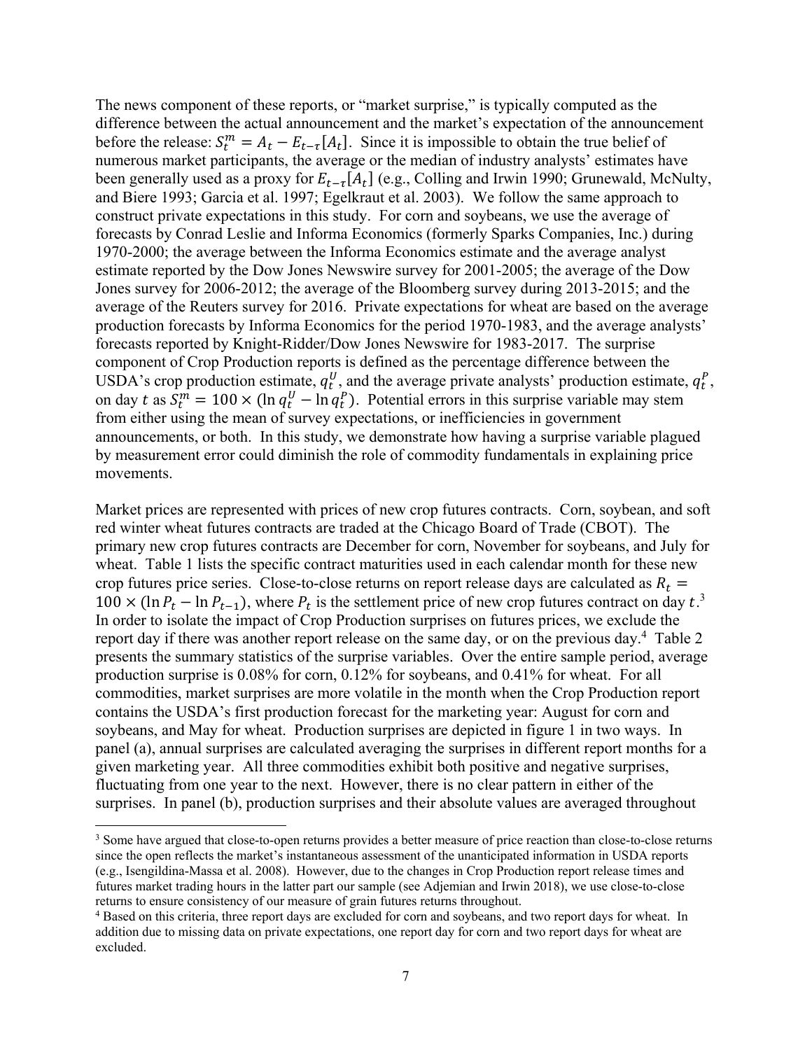The news component of these reports, or "market surprise," is typically computed as the difference between the actual announcement and the market's expectation of the announcement before the release: $S_t^m = A_t - E_{t-\tau}[A_t]$. Since it is impossible to obtain the true belief of numerous market participants, the average or the median of industry analysts' estimates have been generally used as a proxy for $E_{t-\tau}[A_t]$ (e.g., Colling and Irwin 1990; Grunewald, McNulty, and Biere 1993; Garcia et al. 1997; Egelkraut et al. 2003). We follow the same approach to construct private expectations in this study. For corn and soybeans, we use the average of forecasts by Conrad Leslie and Informa Economics (formerly Sparks Companies, Inc.) during 1970-2000; the average between the Informa Economics estimate and the average analyst estimate reported by the Dow Jones Newswire survey for 2001-2005; the average of the Dow Jones survey for 2006-2012; the average of the Bloomberg survey during 2013-2015; and the average of the Reuters survey for 2016. Private expectations for wheat are based on the average production forecasts by Informa Economics for the period 1970-1983, and the average analysts' forecasts reported by Knight-Ridder/Dow Jones Newswire for 1983-2017. The surprise component of Crop Production reports is defined as the percentage difference between the USDA's crop production estimate, $q_t^U$, and the average private analysts' production estimate, $q_t^P$, on day $t$ as $S_t^m = 100 \times (\ln q_t^U - \ln q_t^P)$. Potential errors in this surprise variable may stem from either using the mean of survey expectations, or inefficiencies in government announcements, or both. In this study, we demonstrate how having a surprise variable plagued by measurement error could diminish the role of commodity fundamentals in explaining price movements.

Market prices are represented with prices of new crop futures contracts. Corn, soybean, and soft red winter wheat futures contracts are traded at the Chicago Board of Trade (CBOT). The primary new crop futures contracts are December for corn, November for soybeans, and July for wheat. Table 1 lists the specific contract maturities used in each calendar month for these new crop futures price series. Close-to-close returns on report release days are calculated as $R_t = 100 \times (\ln P_t - \ln P_{t-1})$, where $P_t$ is the settlement price of new crop futures contract on day $t$.[3] In order to isolate the impact of Crop Production surprises on futures prices, we exclude the report day if there was another report release on the same day, or on the previous day.[4] Table 2 presents the summary statistics of the surprise variables. Over the entire sample period, average production surprise is 0.08% for corn, 0.12% for soybeans, and 0.41% for wheat. For all commodities, market surprises are more volatile in the month when the Crop Production report contains the USDA's first production forecast for the marketing year: August for corn and soybeans, and May for wheat. Production surprises are depicted in figure 1 in two ways. In panel (a), annual surprises are calculated averaging the surprises in different report months for a given marketing year. All three commodities exhibit both positive and negative surprises, fluctuating from one year to the next. However, there is no clear pattern in either of the surprises. In panel (b), production surprises and their absolute values are averaged throughout

[3] Some have argued that close-to-open returns provides a better measure of price reaction than close-to-close returns since the open reflects the market's instantaneous assessment of the unanticipated information in USDA reports (e.g., Isengildina-Massa et al. 2008). However, due to the changes in Crop Production report release times and futures market trading hours in the latter part our sample (see Adjemian and Irwin 2018), we use close-to-close returns to ensure consistency of our measure of grain futures returns throughout.

[4] Based on this criteria, three report days are excluded for corn and soybeans, and two report days for wheat. In addition due to missing data on private expectations, one report day for corn and two report days for wheat are excluded.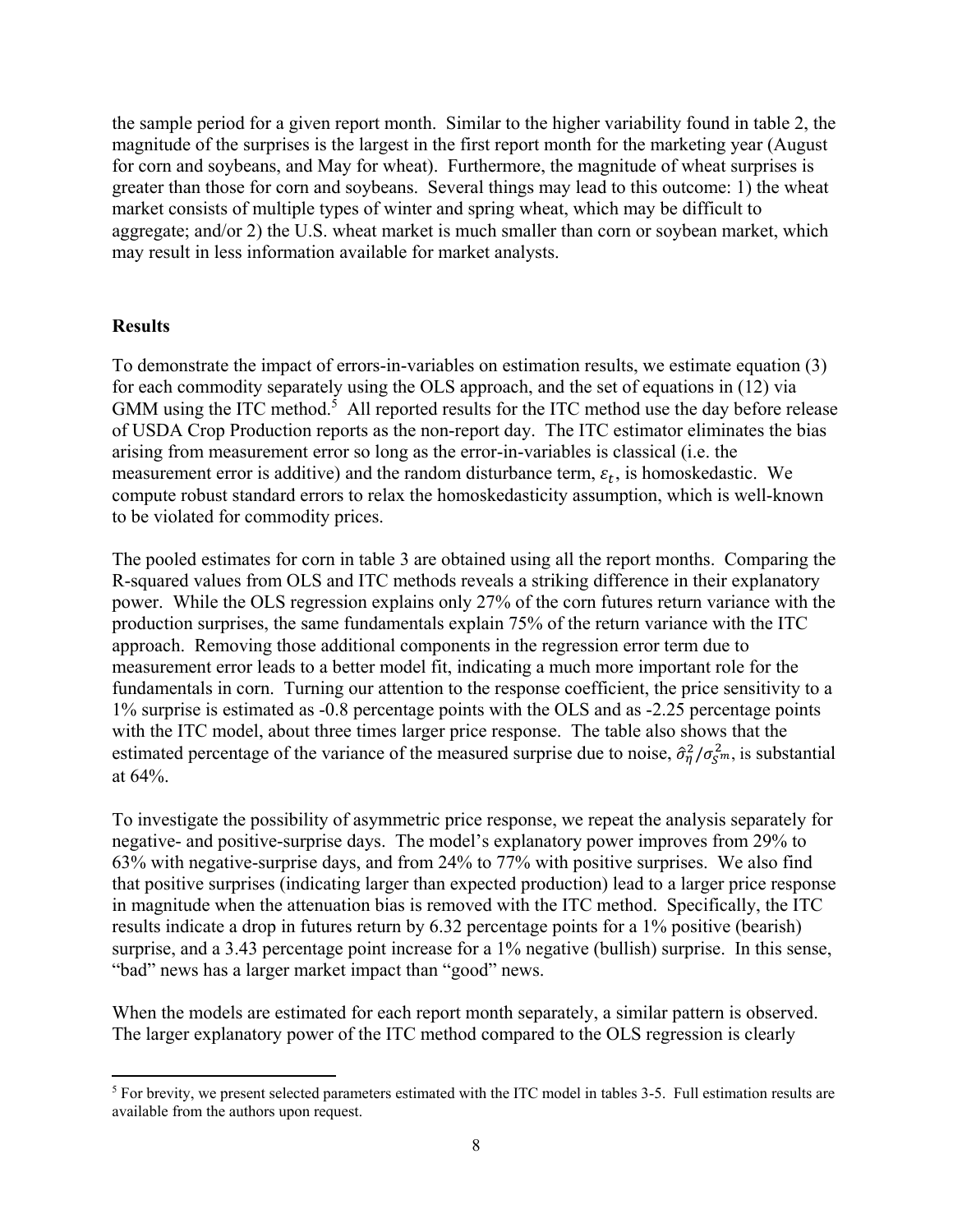the sample period for a given report month. Similar to the higher variability found in table 2, the magnitude of the surprises is the largest in the first report month for the marketing year (August for corn and soybeans, and May for wheat). Furthermore, the magnitude of wheat surprises is greater than those for corn and soybeans. Several things may lead to this outcome: 1) the wheat market consists of multiple types of winter and spring wheat, which may be difficult to aggregate; and/or 2) the U.S. wheat market is much smaller than corn or soybean market, which may result in less information available for market analysts.

## Results

To demonstrate the impact of errors-in-variables on estimation results, we estimate equation (3) for each commodity separately using the OLS approach, and the set of equations in (12) via GMM using the ITC method.[5] All reported results for the ITC method use the day before release of USDA Crop Production reports as the non-report day. The ITC estimator eliminates the bias arising from measurement error so long as the error-in-variables is classical (i.e. the measurement error is additive) and the random disturbance term, $\varepsilon_t$, is homoskedastic. We compute robust standard errors to relax the homoskedasticity assumption, which is well-known to be violated for commodity prices.

The pooled estimates for corn in table 3 are obtained using all the report months. Comparing the R-squared values from OLS and ITC methods reveals a striking difference in their explanatory power. While the OLS regression explains only 27% of the corn futures return variance with the production surprises, the same fundamentals explain 75% of the return variance with the ITC approach. Removing those additional components in the regression error term due to measurement error leads to a better model fit, indicating a much more important role for the fundamentals in corn. Turning our attention to the response coefficient, the price sensitivity to a 1% surprise is estimated as -0.8 percentage points with the OLS and as -2.25 percentage points with the ITC model, about three times larger price response. The table also shows that the estimated percentage of the variance of the measured surprise due to noise, $\hat{\sigma}_{\eta}^{2}/\sigma_{S^m}^{2}$, is substantial at 64%.

To investigate the possibility of asymmetric price response, we repeat the analysis separately for negative- and positive-surprise days. The model's explanatory power improves from 29% to 63% with negative-surprise days, and from 24% to 77% with positive surprises. We also find that positive surprises (indicating larger than expected production) lead to a larger price response in magnitude when the attenuation bias is removed with the ITC method. Specifically, the ITC results indicate a drop in futures return by 6.32 percentage points for a 1% positive (bearish) surprise, and a 3.43 percentage point increase for a 1% negative (bullish) surprise. In this sense, "bad" news has a larger market impact than "good" news.

When the models are estimated for each report month separately, a similar pattern is observed. The larger explanatory power of the ITC method compared to the OLS regression is clearly

---

[5] For brevity, we present selected parameters estimated with the ITC model in tables 3-5. Full estimation results are available from the authors upon request.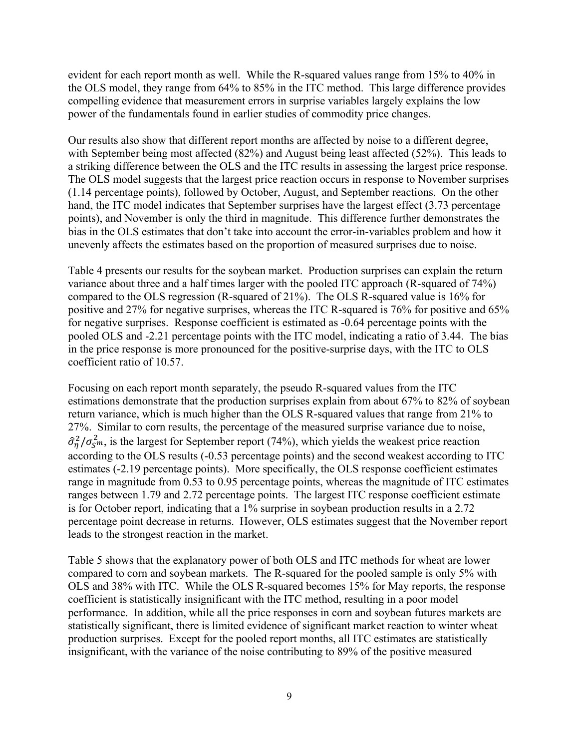evident for each report month as well. While the R-squared values range from 15% to 40% in the OLS model, they range from 64% to 85% in the ITC method. This large difference provides compelling evidence that measurement errors in surprise variables largely explains the low power of the fundamentals found in earlier studies of commodity price changes.

Our results also show that different report months are affected by noise to a different degree, with September being most affected (82%) and August being least affected (52%). This leads to a striking difference between the OLS and the ITC results in assessing the largest price response. The OLS model suggests that the largest price reaction occurs in response to November surprises (1.14 percentage points), followed by October, August, and September reactions. On the other hand, the ITC model indicates that September surprises have the largest effect (3.73 percentage points), and November is only the third in magnitude. This difference further demonstrates the bias in the OLS estimates that don't take into account the error-in-variables problem and how it unevenly affects the estimates based on the proportion of measured surprises due to noise.

Table 4 presents our results for the soybean market. Production surprises can explain the return variance about three and a half times larger with the pooled ITC approach (R-squared of 74%) compared to the OLS regression (R-squared of 21%). The OLS R-squared value is 16% for positive and 27% for negative surprises, whereas the ITC R-squared is 76% for positive and 65% for negative surprises. Response coefficient is estimated as -0.64 percentage points with the pooled OLS and -2.21 percentage points with the ITC model, indicating a ratio of 3.44. The bias in the price response is more pronounced for the positive-surprise days, with the ITC to OLS coefficient ratio of 10.57.

Focusing on each report month separately, the pseudo R-squared values from the ITC estimations demonstrate that the production surprises explain from about 67% to 82% of soybean return variance, which is much higher than the OLS R-squared values that range from 21% to 27%. Similar to corn results, the percentage of the measured surprise variance due to noise, $\hat{\sigma}_{\eta}^{2}/\sigma_{S^m}^{2}$, is the largest for September report (74%), which yields the weakest price reaction according to the OLS results (-0.53 percentage points) and the second weakest according to ITC estimates (-2.19 percentage points). More specifically, the OLS response coefficient estimates range in magnitude from 0.53 to 0.95 percentage points, whereas the magnitude of ITC estimates ranges between 1.79 and 2.72 percentage points. The largest ITC response coefficient estimate is for October report, indicating that a 1% surprise in soybean production results in a 2.72 percentage point decrease in returns. However, OLS estimates suggest that the November report leads to the strongest reaction in the market.

Table 5 shows that the explanatory power of both OLS and ITC methods for wheat are lower compared to corn and soybean markets. The R-squared for the pooled sample is only 5% with OLS and 38% with ITC. While the OLS R-squared becomes 15% for May reports, the response coefficient is statistically insignificant with the ITC method, resulting in a poor model performance. In addition, while all the price responses in corn and soybean futures markets are statistically significant, there is limited evidence of significant market reaction to winter wheat production surprises. Except for the pooled report months, all ITC estimates are statistically insignificant, with the variance of the noise contributing to 89% of the positive measured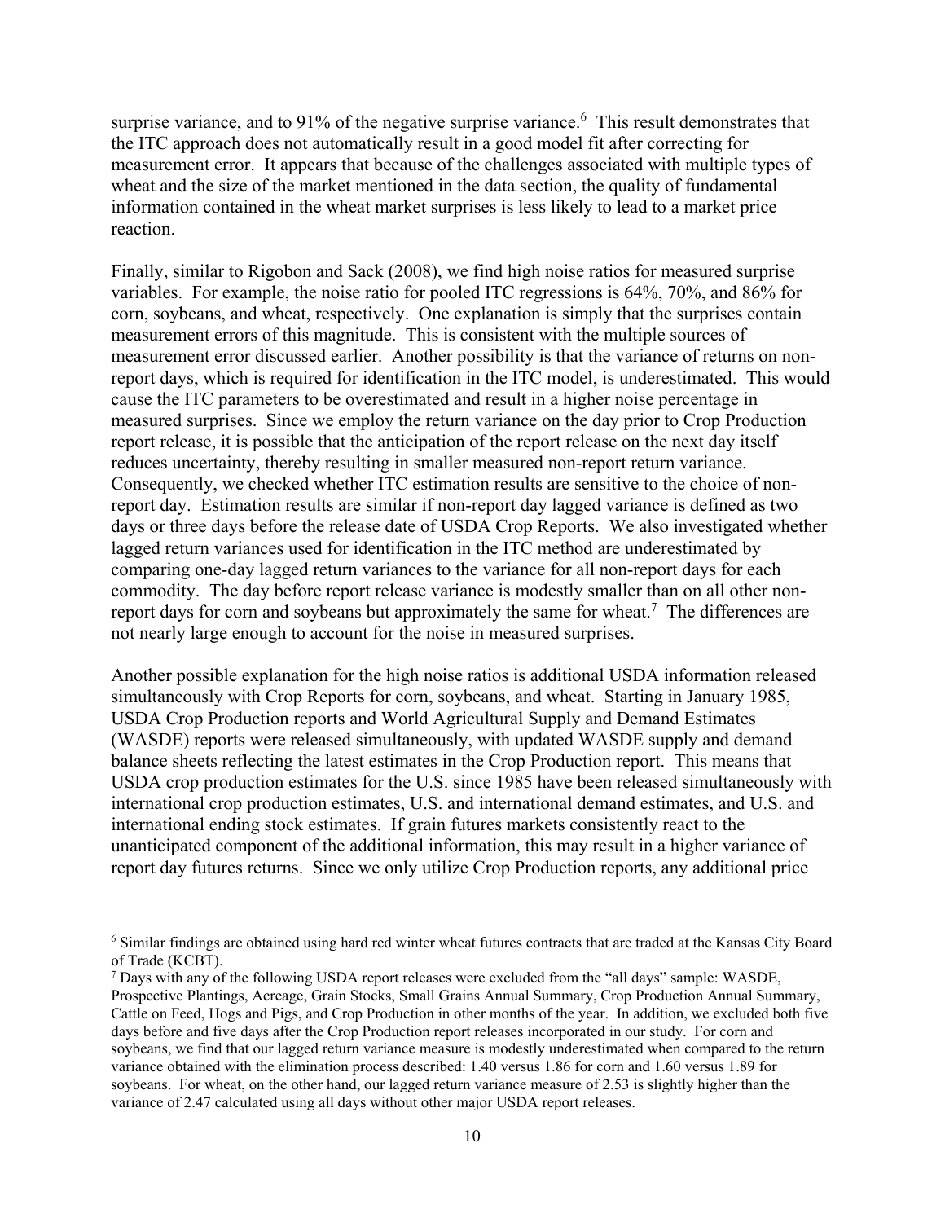surprise variance, and to 91% of the negative surprise variance.[6] This result demonstrates that the ITC approach does not automatically result in a good model fit after correcting for measurement error. It appears that because of the challenges associated with multiple types of wheat and the size of the market mentioned in the data section, the quality of fundamental information contained in the wheat market surprises is less likely to lead to a market price reaction.

Finally, similar to Rigobon and Sack (2008), we find high noise ratios for measured surprise variables. For example, the noise ratio for pooled ITC regressions is 64%, 70%, and 86% for corn, soybeans, and wheat, respectively. One explanation is simply that the surprises contain measurement errors of this magnitude. This is consistent with the multiple sources of measurement error discussed earlier. Another possibility is that the variance of returns on non-report days, which is required for identification in the ITC model, is underestimated. This would cause the ITC parameters to be overestimated and result in a higher noise percentage in measured surprises. Since we employ the return variance on the day prior to Crop Production report release, it is possible that the anticipation of the report release on the next day itself reduces uncertainty, thereby resulting in smaller measured non-report return variance. Consequently, we checked whether ITC estimation results are sensitive to the choice of non-report day. Estimation results are similar if non-report day lagged variance is defined as two days or three days before the release date of USDA Crop Reports. We also investigated whether lagged return variances used for identification in the ITC method are underestimated by comparing one-day lagged return variances to the variance for all non-report days for each commodity. The day before report release variance is modestly smaller than on all other non-report days for corn and soybeans but approximately the same for wheat.[7] The differences are not nearly large enough to account for the noise in measured surprises.

Another possible explanation for the high noise ratios is additional USDA information released simultaneously with Crop Reports for corn, soybeans, and wheat. Starting in January 1985, USDA Crop Production reports and World Agricultural Supply and Demand Estimates (WASDE) reports were released simultaneously, with updated WASDE supply and demand balance sheets reflecting the latest estimates in the Crop Production report. This means that USDA crop production estimates for the U.S. since 1985 have been released simultaneously with international crop production estimates, U.S. and international demand estimates, and U.S. and international ending stock estimates. If grain futures markets consistently react to the unanticipated component of the additional information, this may result in a higher variance of report day futures returns. Since we only utilize Crop Production reports, any additional price

---

[6] Similar findings are obtained using hard red winter wheat futures contracts that are traded at the Kansas City Board of Trade (KCBT).

[7] Days with any of the following USDA report releases were excluded from the "all days" sample: WASDE, Prospective Plantings, Acreage, Grain Stocks, Small Grains Annual Summary, Crop Production Annual Summary, Cattle on Feed, Hogs and Pigs, and Crop Production in other months of the year. In addition, we excluded both five days before and five days after the Crop Production report releases incorporated in our study. For corn and soybeans, we find that our lagged return variance measure is modestly underestimated when compared to the return variance obtained with the elimination process described: 1.40 versus 1.86 for corn and 1.60 versus 1.89 for soybeans. For wheat, on the other hand, our lagged return variance measure of 2.53 is slightly higher than the variance of 2.47 calculated using all days without other major USDA report releases.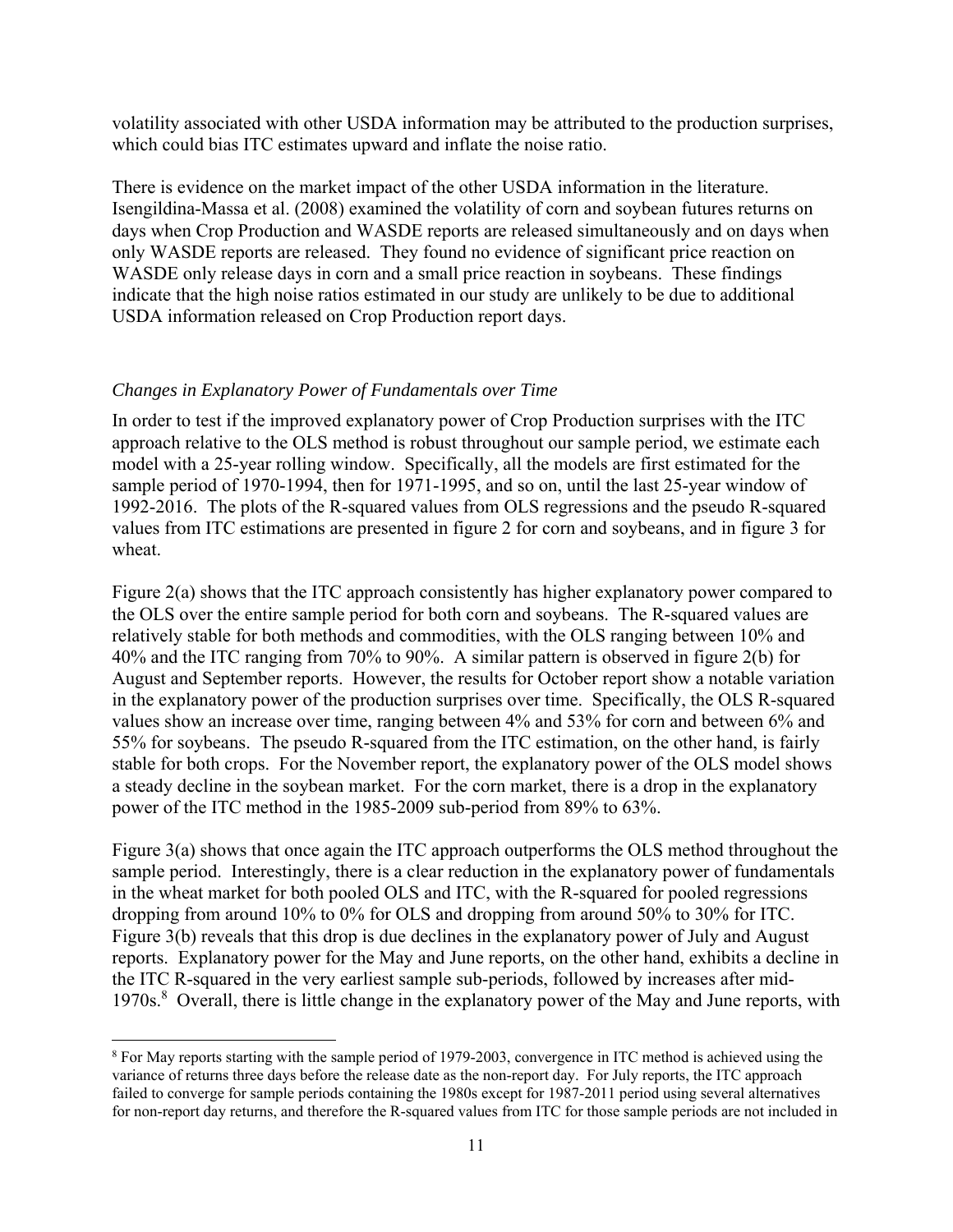volatility associated with other USDA information may be attributed to the production surprises, which could bias ITC estimates upward and inflate the noise ratio.

There is evidence on the market impact of the other USDA information in the literature. Isengildina-Massa et al. (2008) examined the volatility of corn and soybean futures returns on days when Crop Production and WASDE reports are released simultaneously and on days when only WASDE reports are released. They found no evidence of significant price reaction on WASDE only release days in corn and a small price reaction in soybeans. These findings indicate that the high noise ratios estimated in our study are unlikely to be due to additional USDA information released on Crop Production report days.

### *Changes in Explanatory Power of Fundamentals over Time*

In order to test if the improved explanatory power of Crop Production surprises with the ITC approach relative to the OLS method is robust throughout our sample period, we estimate each model with a 25-year rolling window. Specifically, all the models are first estimated for the sample period of 1970-1994, then for 1971-1995, and so on, until the last 25-year window of 1992-2016. The plots of the R-squared values from OLS regressions and the pseudo R-squared values from ITC estimations are presented in figure 2 for corn and soybeans, and in figure 3 for wheat.

Figure 2(a) shows that the ITC approach consistently has higher explanatory power compared to the OLS over the entire sample period for both corn and soybeans. The R-squared values are relatively stable for both methods and commodities, with the OLS ranging between 10% and 40% and the ITC ranging from 70% to 90%. A similar pattern is observed in figure 2(b) for August and September reports. However, the results for October report show a notable variation in the explanatory power of the production surprises over time. Specifically, the OLS R-squared values show an increase over time, ranging between 4% and 53% for corn and between 6% and 55% for soybeans. The pseudo R-squared from the ITC estimation, on the other hand, is fairly stable for both crops. For the November report, the explanatory power of the OLS model shows a steady decline in the soybean market. For the corn market, there is a drop in the explanatory power of the ITC method in the 1985-2009 sub-period from 89% to 63%.

Figure 3(a) shows that once again the ITC approach outperforms the OLS method throughout the sample period. Interestingly, there is a clear reduction in the explanatory power of fundamentals in the wheat market for both pooled OLS and ITC, with the R-squared for pooled regressions dropping from around 10% to 0% for OLS and dropping from around 50% to 30% for ITC. Figure 3(b) reveals that this drop is due declines in the explanatory power of July and August reports. Explanatory power for the May and June reports, on the other hand, exhibits a decline in the ITC R-squared in the very earliest sample sub-periods, followed by increases after mid-1970s.[8] Overall, there is little change in the explanatory power of the May and June reports, with

---

[8] For May reports starting with the sample period of 1979-2003, convergence in ITC method is achieved using the variance of returns three days before the release date as the non-report day. For July reports, the ITC approach failed to converge for sample periods containing the 1980s except for 1987-2011 period using several alternatives for non-report day returns, and therefore the R-squared values from ITC for those sample periods are not included in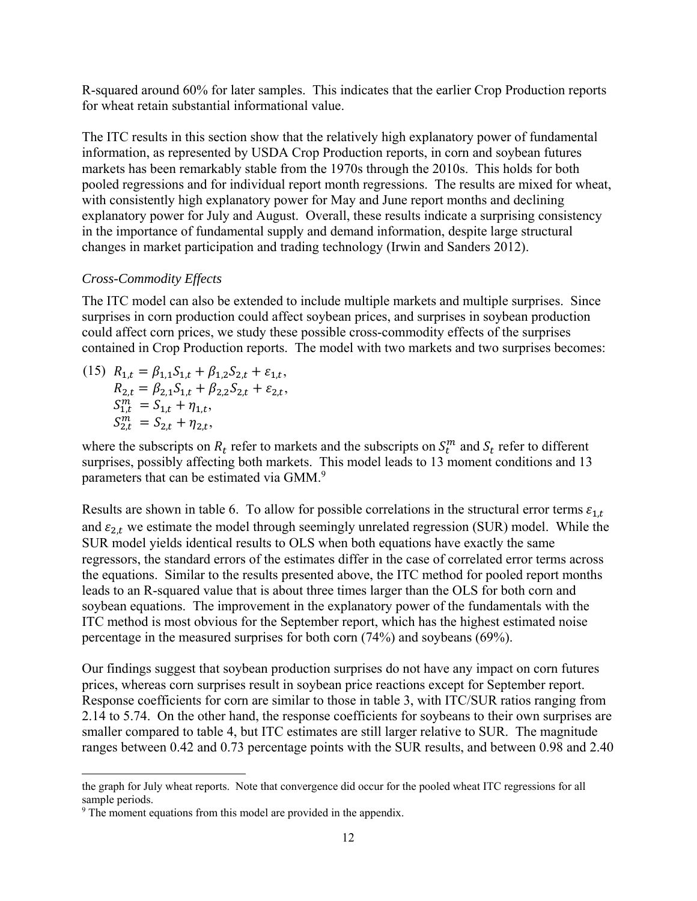R-squared around 60% for later samples. This indicates that the earlier Crop Production reports for wheat retain substantial informational value.

The ITC results in this section show that the relatively high explanatory power of fundamental information, as represented by USDA Crop Production reports, in corn and soybean futures markets has been remarkably stable from the 1970s through the 2010s. This holds for both pooled regressions and for individual report month regressions. The results are mixed for wheat, with consistently high explanatory power for May and June report months and declining explanatory power for July and August. Overall, these results indicate a surprising consistency in the importance of fundamental supply and demand information, despite large structural changes in market participation and trading technology (Irwin and Sanders 2012).

*Cross-Commodity Effects*

The ITC model can also be extended to include multiple markets and multiple surprises. Since surprises in corn production could affect soybean prices, and surprises in soybean production could affect corn prices, we study these possible cross-commodity effects of the surprises contained in Crop Production reports. The model with two markets and two surprises becomes:

$$
\begin{aligned}
(15)\quad R_{1,t} &= \beta_{1,1}S_{1,t} + \beta_{1,2}S_{2,t} + \varepsilon_{1,t}, \\
R_{2,t} &= \beta_{2,1}S_{1,t} + \beta_{2,2}S_{2,t} + \varepsilon_{2,t}, \\
S_{1,t}^{m} &= S_{1,t} + \eta_{1,t}, \\
S_{2,t}^{m} &= S_{2,t} + \eta_{2,t},
\end{aligned}
$$

where the subscripts on $R_t$ refer to markets and the subscripts on $S_t^m$ and $S_t$ refer to different surprises, possibly affecting both markets. This model leads to 13 moment conditions and 13 parameters that can be estimated via GMM.[9]

Results are shown in table 6. To allow for possible correlations in the structural error terms $\varepsilon_{1,t}$ and $\varepsilon_{2,t}$ we estimate the model through seemingly unrelated regression (SUR) model. While the SUR model yields identical results to OLS when both equations have exactly the same regressors, the standard errors of the estimates differ in the case of correlated error terms across the equations. Similar to the results presented above, the ITC method for pooled report months leads to an R-squared value that is about three times larger than the OLS for both corn and soybean equations. The improvement in the explanatory power of the fundamentals with the ITC method is most obvious for the September report, which has the highest estimated noise percentage in the measured surprises for both corn (74%) and soybeans (69%).

Our findings suggest that soybean production surprises do not have any impact on corn futures prices, whereas corn surprises result in soybean price reactions except for September report. Response coefficients for corn are similar to those in table 3, with ITC/SUR ratios ranging from 2.14 to 5.74. On the other hand, the response coefficients for soybeans to their own surprises are smaller compared to table 4, but ITC estimates are still larger relative to SUR. The magnitude ranges between 0.42 and 0.73 percentage points with the SUR results, and between 0.98 and 2.40

---

the graph for July wheat reports. Note that convergence did occur for the pooled wheat ITC regressions for all sample periods.

[9] The moment equations from this model are provided in the appendix.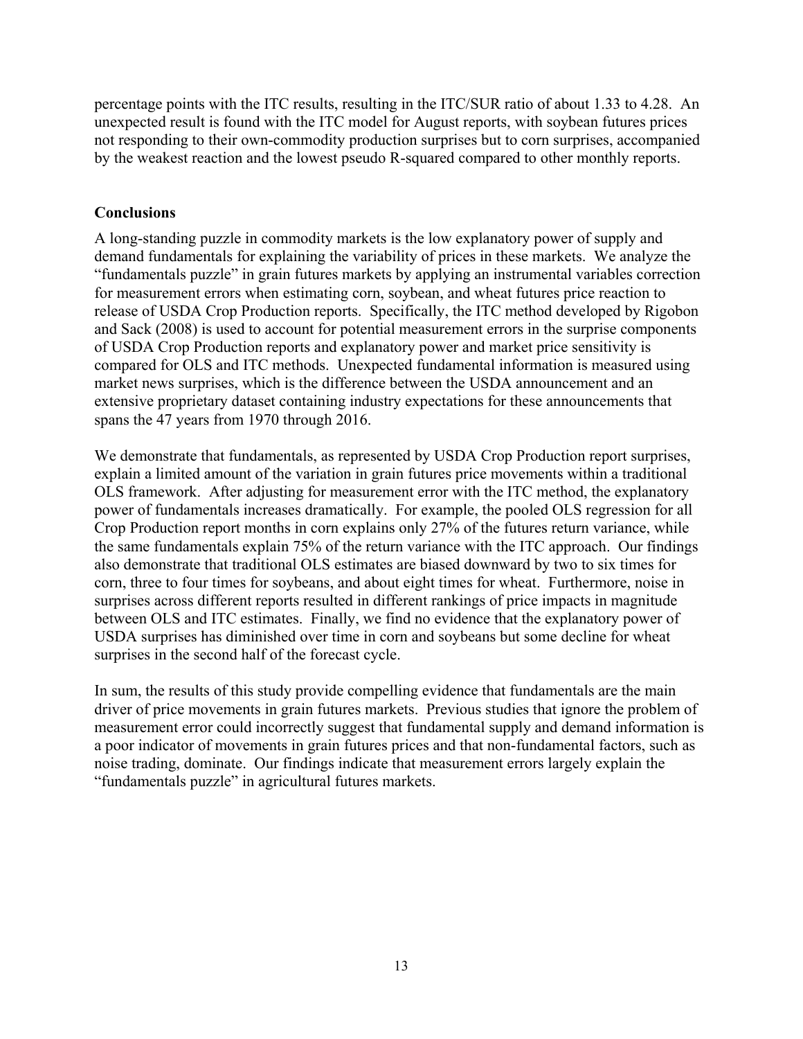percentage points with the ITC results, resulting in the ITC/SUR ratio of about 1.33 to 4.28. An unexpected result is found with the ITC model for August reports, with soybean futures prices not responding to their own-commodity production surprises but to corn surprises, accompanied by the weakest reaction and the lowest pseudo R-squared compared to other monthly reports.

## Conclusions

A long-standing puzzle in commodity markets is the low explanatory power of supply and demand fundamentals for explaining the variability of prices in these markets. We analyze the "fundamentals puzzle" in grain futures markets by applying an instrumental variables correction for measurement errors when estimating corn, soybean, and wheat futures price reaction to release of USDA Crop Production reports. Specifically, the ITC method developed by Rigobon and Sack (2008) is used to account for potential measurement errors in the surprise components of USDA Crop Production reports and explanatory power and market price sensitivity is compared for OLS and ITC methods. Unexpected fundamental information is measured using market news surprises, which is the difference between the USDA announcement and an extensive proprietary dataset containing industry expectations for these announcements that spans the 47 years from 1970 through 2016.

We demonstrate that fundamentals, as represented by USDA Crop Production report surprises, explain a limited amount of the variation in grain futures price movements within a traditional OLS framework. After adjusting for measurement error with the ITC method, the explanatory power of fundamentals increases dramatically. For example, the pooled OLS regression for all Crop Production report months in corn explains only 27% of the futures return variance, while the same fundamentals explain 75% of the return variance with the ITC approach. Our findings also demonstrate that traditional OLS estimates are biased downward by two to six times for corn, three to four times for soybeans, and about eight times for wheat. Furthermore, noise in surprises across different reports resulted in different rankings of price impacts in magnitude between OLS and ITC estimates. Finally, we find no evidence that the explanatory power of USDA surprises has diminished over time in corn and soybeans but some decline for wheat surprises in the second half of the forecast cycle.

In sum, the results of this study provide compelling evidence that fundamentals are the main driver of price movements in grain futures markets. Previous studies that ignore the problem of measurement error could incorrectly suggest that fundamental supply and demand information is a poor indicator of movements in grain futures prices and that non-fundamental factors, such as noise trading, dominate. Our findings indicate that measurement errors largely explain the "fundamentals puzzle" in agricultural futures markets.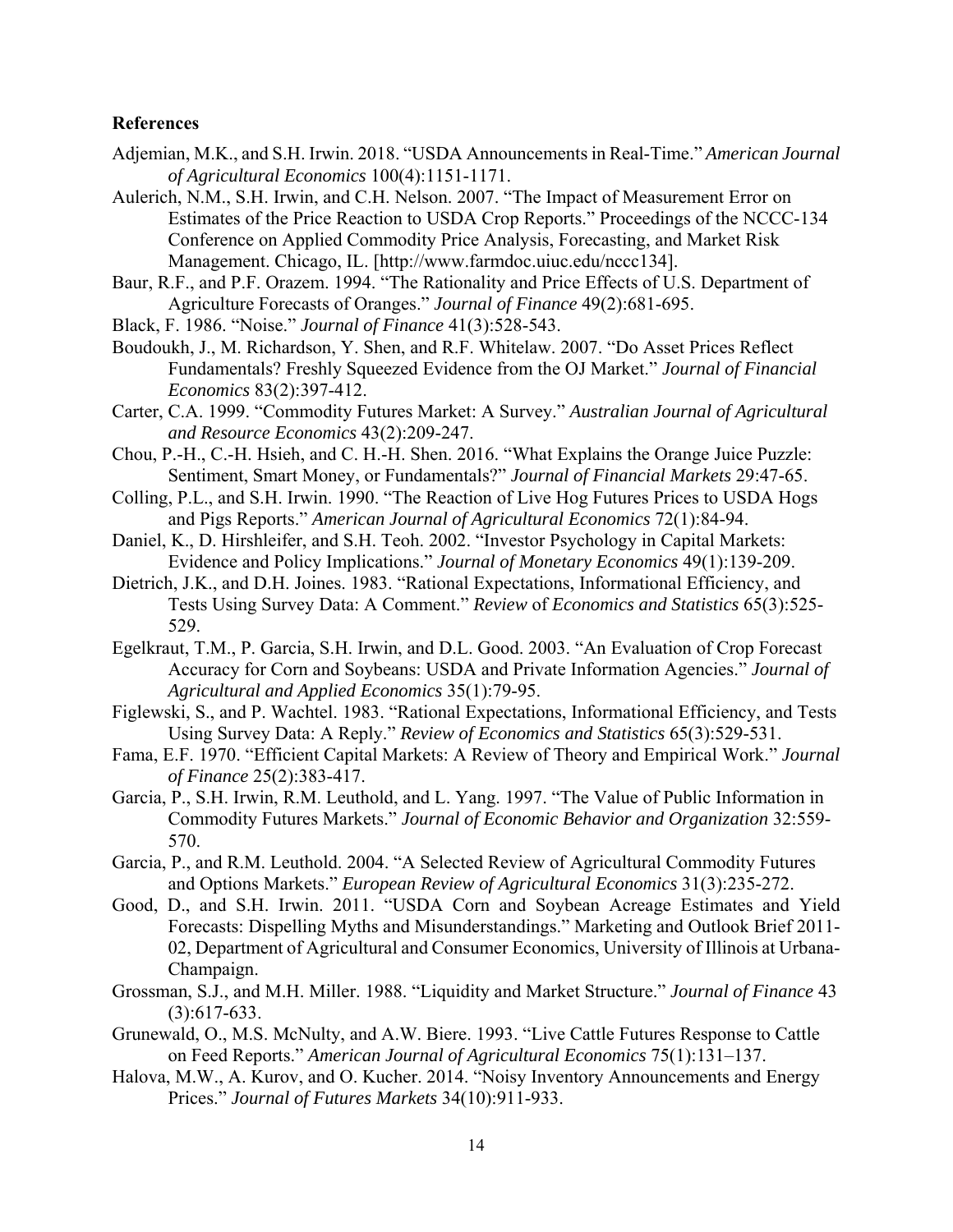**References**

Adjemian, M.K., and S.H. Irwin. 2018. "USDA Announcements in Real-Time." *American Journal of Agricultural Economics* 100(4):1151-1171.

Aulerich, N.M., S.H. Irwin, and C.H. Nelson. 2007. "The Impact of Measurement Error on Estimates of the Price Reaction to USDA Crop Reports." Proceedings of the NCCC-134 Conference on Applied Commodity Price Analysis, Forecasting, and Market Risk Management. Chicago, IL. [http://www.farmdoc.uiuc.edu/nccc134].

Baur, R.F., and P.F. Orazem. 1994. "The Rationality and Price Effects of U.S. Department of Agriculture Forecasts of Oranges." *Journal of Finance* 49(2):681-695.

Black, F. 1986. "Noise." *Journal of Finance* 41(3):528-543.

Boudoukh, J., M. Richardson, Y. Shen, and R.F. Whitelaw. 2007. "Do Asset Prices Reflect Fundamentals? Freshly Squeezed Evidence from the OJ Market." *Journal of Financial Economics* 83(2):397-412.

Carter, C.A. 1999. "Commodity Futures Market: A Survey." *Australian Journal of Agricultural and Resource Economics* 43(2):209-247.

Chou, P.-H., C.-H. Hsieh, and C. H.-H. Shen. 2016. "What Explains the Orange Juice Puzzle: Sentiment, Smart Money, or Fundamentals?" *Journal of Financial Markets* 29:47-65.

Colling, P.L., and S.H. Irwin. 1990. "The Reaction of Live Hog Futures Prices to USDA Hogs and Pigs Reports." *American Journal of Agricultural Economics* 72(1):84-94.

Daniel, K., D. Hirshleifer, and S.H. Teoh. 2002. "Investor Psychology in Capital Markets: Evidence and Policy Implications." *Journal of Monetary Economics* 49(1):139-209.

Dietrich, J.K., and D.H. Joines. 1983. "Rational Expectations, Informational Efficiency, and Tests Using Survey Data: A Comment." *Review* of *Economics and Statistics* 65(3):525-529.

Egelkraut, T.M., P. Garcia, S.H. Irwin, and D.L. Good. 2003. "An Evaluation of Crop Forecast Accuracy for Corn and Soybeans: USDA and Private Information Agencies." *Journal of Agricultural and Applied Economics* 35(1):79-95.

Figlewski, S., and P. Wachtel. 1983. "Rational Expectations, Informational Efficiency, and Tests Using Survey Data: A Reply." *Review of Economics and Statistics* 65(3):529-531.

Fama, E.F. 1970. "Efficient Capital Markets: A Review of Theory and Empirical Work." *Journal of Finance* 25(2):383-417.

Garcia, P., S.H. Irwin, R.M. Leuthold, and L. Yang. 1997. "The Value of Public Information in Commodity Futures Markets." *Journal of Economic Behavior and Organization* 32:559-570.

Garcia, P., and R.M. Leuthold. 2004. "A Selected Review of Agricultural Commodity Futures and Options Markets." *European Review of Agricultural Economics* 31(3):235-272.

Good, D., and S.H. Irwin. 2011. "USDA Corn and Soybean Acreage Estimates and Yield Forecasts: Dispelling Myths and Misunderstandings." Marketing and Outlook Brief 2011-02, Department of Agricultural and Consumer Economics, University of Illinois at Urbana-Champaign.

Grossman, S.J., and M.H. Miller. 1988. "Liquidity and Market Structure." *Journal of Finance* 43 (3):617-633.

Grunewald, O., M.S. McNulty, and A.W. Biere. 1993. "Live Cattle Futures Response to Cattle on Feed Reports." *American Journal of Agricultural Economics* 75(1):131–137.

Halova, M.W., A. Kurov, and O. Kucher. 2014. "Noisy Inventory Announcements and Energy Prices." *Journal of Futures Markets* 34(10):911-933.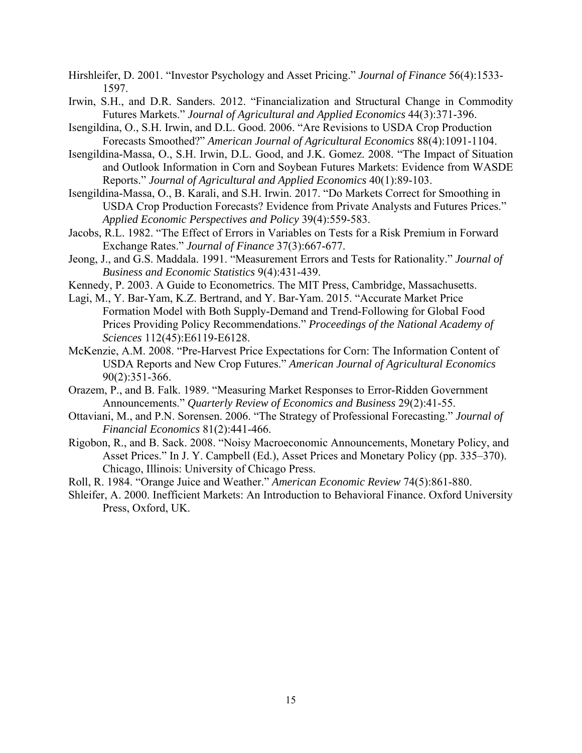Hirshleifer, D. 2001. "Investor Psychology and Asset Pricing." *Journal of Finance* 56(4):1533-1597.

Irwin, S.H., and D.R. Sanders. 2012. "Financialization and Structural Change in Commodity Futures Markets." *Journal of Agricultural and Applied Economics* 44(3):371-396.

Isengildina, O., S.H. Irwin, and D.L. Good. 2006. "Are Revisions to USDA Crop Production Forecasts Smoothed?" *American Journal of Agricultural Economics* 88(4):1091-1104.

Isengildina-Massa, O., S.H. Irwin, D.L. Good, and J.K. Gomez. 2008. "The Impact of Situation and Outlook Information in Corn and Soybean Futures Markets: Evidence from WASDE Reports." *Journal of Agricultural and Applied Economics* 40(1):89-103.

Isengildina-Massa, O., B. Karali, and S.H. Irwin. 2017. "Do Markets Correct for Smoothing in USDA Crop Production Forecasts? Evidence from Private Analysts and Futures Prices." *Applied Economic Perspectives and Policy* 39(4):559-583.

Jacobs, R.L. 1982. "The Effect of Errors in Variables on Tests for a Risk Premium in Forward Exchange Rates." *Journal of Finance* 37(3):667-677.

Jeong, J., and G.S. Maddala. 1991. "Measurement Errors and Tests for Rationality." *Journal of Business and Economic Statistics* 9(4):431-439.

Kennedy, P. 2003. A Guide to Econometrics. The MIT Press, Cambridge, Massachusetts.

Lagi, M., Y. Bar-Yam, K.Z. Bertrand, and Y. Bar-Yam. 2015. "Accurate Market Price Formation Model with Both Supply-Demand and Trend-Following for Global Food Prices Providing Policy Recommendations." *Proceedings of the National Academy of Sciences* 112(45):E6119-E6128.

McKenzie, A.M. 2008. "Pre-Harvest Price Expectations for Corn: The Information Content of USDA Reports and New Crop Futures." *American Journal of Agricultural Economics* 90(2):351-366.

Orazem, P., and B. Falk. 1989. "Measuring Market Responses to Error-Ridden Government Announcements." *Quarterly Review of Economics and Business* 29(2):41-55.

Ottaviani, M., and P.N. Sorensen. 2006. "The Strategy of Professional Forecasting." *Journal of Financial Economics* 81(2):441-466.

Rigobon, R., and B. Sack. 2008. "Noisy Macroeconomic Announcements, Monetary Policy, and Asset Prices." In J. Y. Campbell (Ed.), Asset Prices and Monetary Policy (pp. 335–370). Chicago, Illinois: University of Chicago Press.

Roll, R. 1984. "Orange Juice and Weather." *American Economic Review* 74(5):861-880.

Shleifer, A. 2000. Inefficient Markets: An Introduction to Behavioral Finance. Oxford University Press, Oxford, UK.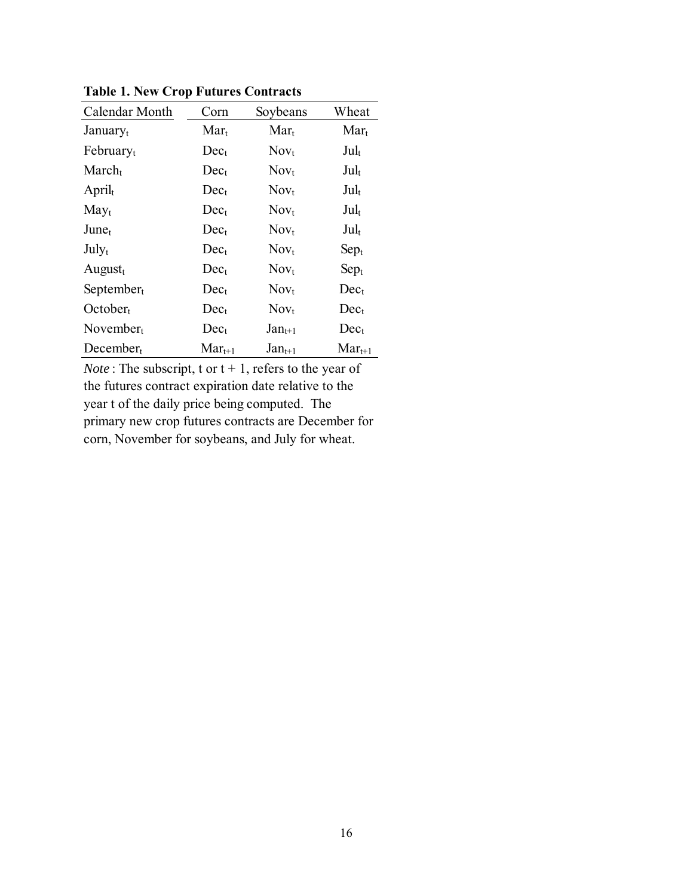**Table 1. New Crop Futures Contracts**

| Calendar Month | Corn | Soybeans | Wheat |
|---|---|---|---|
| January$_t$ | Mar$_t$ | Mar$_t$ | Mar$_t$ |
| February$_t$ | Dec$_t$ | Nov$_t$ | Jul$_t$ |
| March$_t$ | Dec$_t$ | Nov$_t$ | Jul$_t$ |
| April$_t$ | Dec$_t$ | Nov$_t$ | Jul$_t$ |
| May$_t$ | Dec$_t$ | Nov$_t$ | Jul$_t$ |
| June$_t$ | Dec$_t$ | Nov$_t$ | Jul$_t$ |
| July$_t$ | Dec$_t$ | Nov$_t$ | Sep$_t$ |
| August$_t$ | Dec$_t$ | Nov$_t$ | Sep$_t$ |
| September$_t$ | Dec$_t$ | Nov$_t$ | Dec$_t$ |
| October$_t$ | Dec$_t$ | Nov$_t$ | Dec$_t$ |
| November$_t$ | Dec$_t$ | Jan$_{t+1}$ | Dec$_t$ |
| December$_t$ | Mar$_{t+1}$ | Jan$_{t+1}$ | Mar$_{t+1}$ |

*Note* : The subscript, t or t + 1, refers to the year of the futures contract expiration date relative to the year t of the daily price being computed. The primary new crop futures contracts are December for corn, November for soybeans, and July for wheat.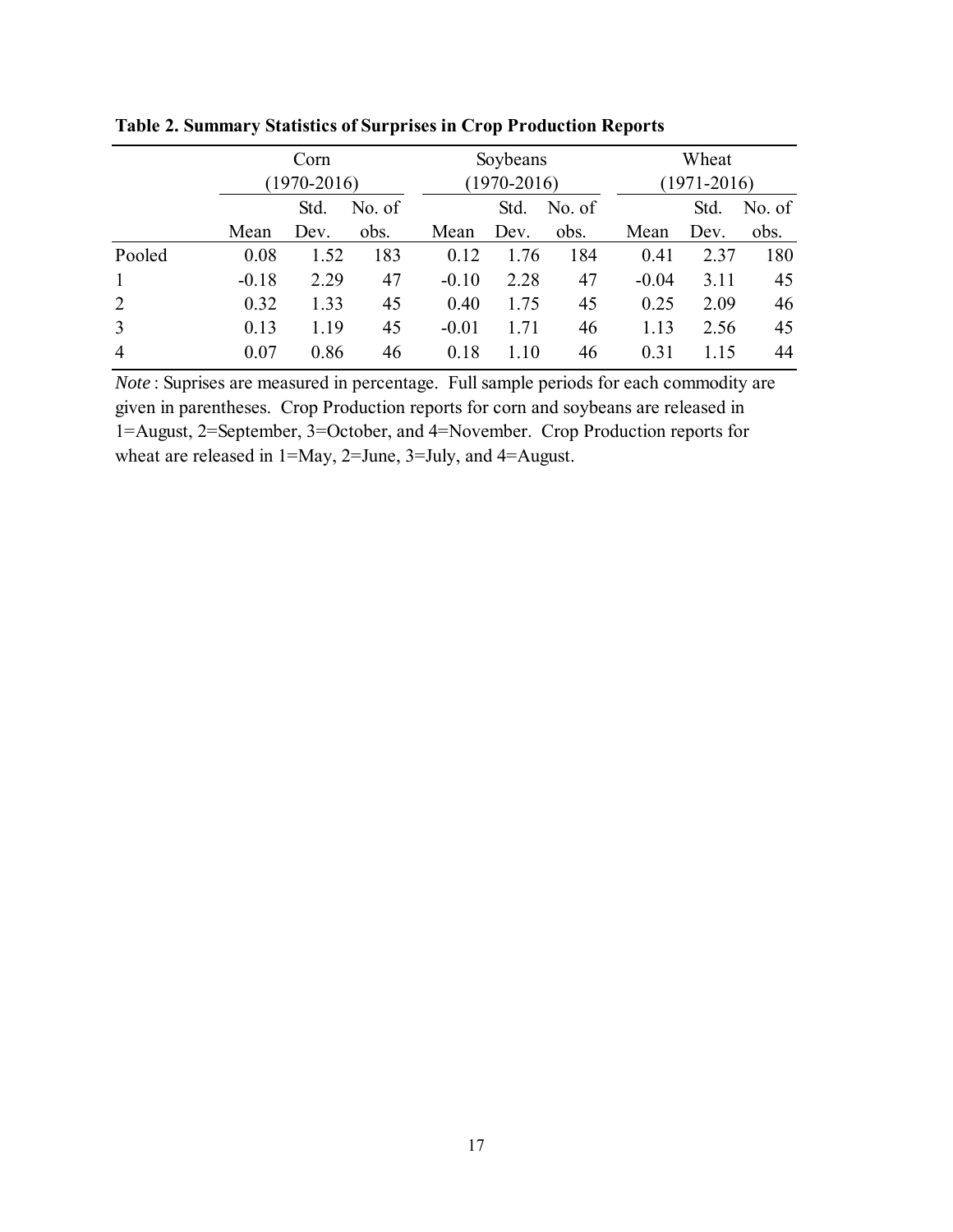**Table 2. Summary Statistics of Surprises in Crop Production Reports**

| | Corn (1970-2016) | | | Soybeans (1970-2016) | | | Wheat (1971-2016) | | |
|---|---|---|---|---|---|---|---|---|---|
| | Mean | Std. Dev. | No. of obs. | Mean | Std. Dev. | No. of obs. | Mean | Std. Dev. | No. of obs. |
| Pooled | 0.08 | 1.52 | 183 | 0.12 | 1.76 | 184 | 0.41 | 2.37 | 180 |
| 1 | -0.18 | 2.29 | 47 | -0.10 | 2.28 | 47 | -0.04 | 3.11 | 45 |
| 2 | 0.32 | 1.33 | 45 | 0.40 | 1.75 | 45 | 0.25 | 2.09 | 46 |
| 3 | 0.13 | 1.19 | 45 | -0.01 | 1.71 | 46 | 1.13 | 2.56 | 45 |
| 4 | 0.07 | 0.86 | 46 | 0.18 | 1.10 | 46 | 0.31 | 1.15 | 44 |

*Note* : Suprises are measured in percentage. Full sample periods for each commodity are given in parentheses. Crop Production reports for corn and soybeans are released in 1=August, 2=September, 3=October, and 4=November. Crop Production reports for wheat are released in 1=May, 2=June, 3=July, and 4=August.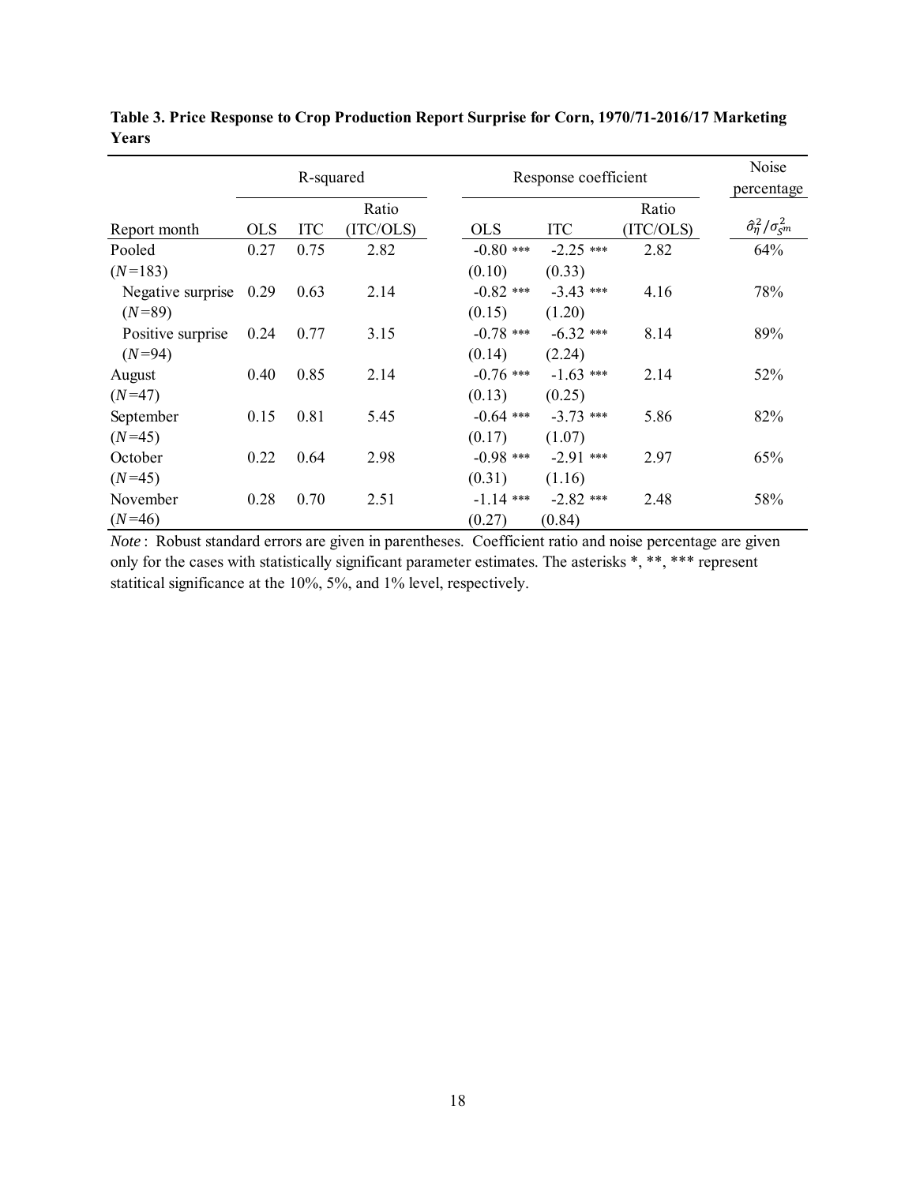**Table 3. Price Response to Crop Production Report Surprise for Corn, 1970/71-2016/17 Marketing Years**

| Report month | R-squared | | | Response coefficient | | | Noise percentage |
|---|---|---|---|---|---|---|---|
| | OLS | ITC | Ratio (ITC/OLS) | OLS | ITC | Ratio (ITC/OLS) | $\hat{\sigma}_{\eta}^{2}/\sigma_{S^m}^{2}$ |
| Pooled | 0.27 | 0.75 | 2.82 | -0.80 *** | -2.25 *** | 2.82 | 64% |
| ($N$=183) | | | | (0.10) | (0.33) | | |
| Negative surprise | 0.29 | 0.63 | 2.14 | -0.82 *** | -3.43 *** | 4.16 | 78% |
| ($N$=89) | | | | (0.15) | (1.20) | | |
| Positive surprise | 0.24 | 0.77 | 3.15 | -0.78 *** | -6.32 *** | 8.14 | 89% |
| ($N$=94) | | | | (0.14) | (2.24) | | |
| August | 0.40 | 0.85 | 2.14 | -0.76 *** | -1.63 *** | 2.14 | 52% |
| ($N$=47) | | | | (0.13) | (0.25) | | |
| September | 0.15 | 0.81 | 5.45 | -0.64 *** | -3.73 *** | 5.86 | 82% |
| ($N$=45) | | | | (0.17) | (1.07) | | |
| October | 0.22 | 0.64 | 2.98 | -0.98 *** | -2.91 *** | 2.97 | 65% |
| ($N$=45) | | | | (0.31) | (1.16) | | |
| November | 0.28 | 0.70 | 2.51 | -1.14 *** | -2.82 *** | 2.48 | 58% |
| ($N$=46) | | | | (0.27) | (0.84) | | |

*Note* : Robust standard errors are given in parentheses. Coefficient ratio and noise percentage are given only for the cases with statistically significant parameter estimates. The asterisks *, **, *** represent statitical significance at the 10%, 5%, and 1% level, respectively.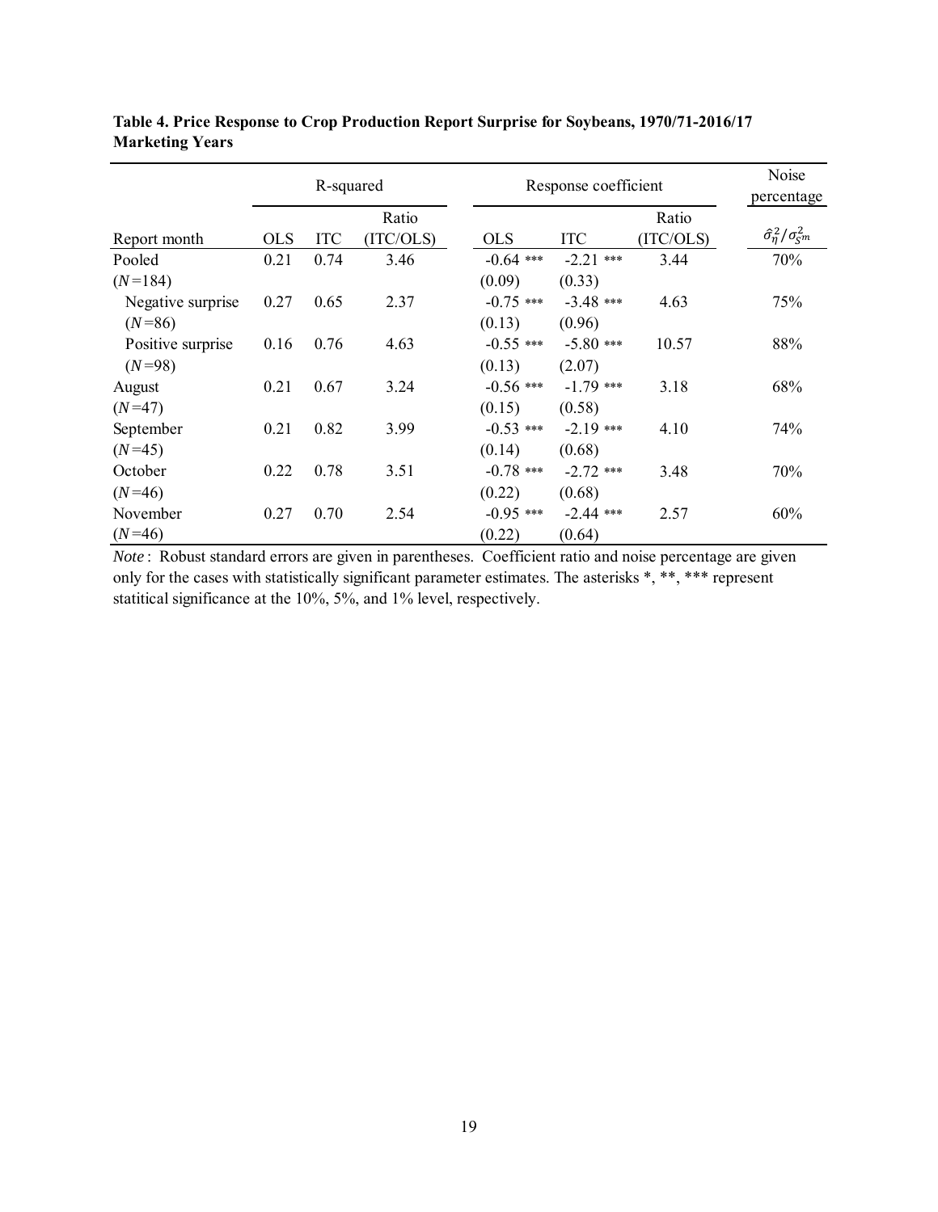**Table 4. Price Response to Crop Production Report Surprise for Soybeans, 1970/71-2016/17 Marketing Years**

| | R-squared | | | Response coefficient | | | Noise percentage |
|---|---|---|---|---|---|---|---|
| Report month | OLS | ITC | Ratio (ITC/OLS) | OLS | ITC | Ratio (ITC/OLS) | $\hat{\sigma}_{\eta}^{2}/\sigma_{Sm}^{2}$ |
| Pooled | 0.21 | 0.74 | 3.46 | -0.64 *** | -2.21 *** | 3.44 | 70% |
| ($N$=184) | | | | (0.09) | (0.33) | | |
| Negative surprise | 0.27 | 0.65 | 2.37 | -0.75 *** | -3.48 *** | 4.63 | 75% |
| ($N$=86) | | | | (0.13) | (0.96) | | |
| Positive surprise | 0.16 | 0.76 | 4.63 | -0.55 *** | -5.80 *** | 10.57 | 88% |
| ($N$=98) | | | | (0.13) | (2.07) | | |
| August | 0.21 | 0.67 | 3.24 | -0.56 *** | -1.79 *** | 3.18 | 68% |
| ($N$=47) | | | | (0.15) | (0.58) | | |
| September | 0.21 | 0.82 | 3.99 | -0.53 *** | -2.19 *** | 4.10 | 74% |
| ($N$=45) | | | | (0.14) | (0.68) | | |
| October | 0.22 | 0.78 | 3.51 | -0.78 *** | -2.72 *** | 3.48 | 70% |
| ($N$=46) | | | | (0.22) | (0.68) | | |
| November | 0.27 | 0.70 | 2.54 | -0.95 *** | -2.44 *** | 2.57 | 60% |
| ($N$=46) | | | | (0.22) | (0.64) | | |

*Note*: Robust standard errors are given in parentheses. Coefficient ratio and noise percentage are given only for the cases with statistically significant parameter estimates. The asterisks *, **, *** represent statitical significance at the 10%, 5%, and 1% level, respectively.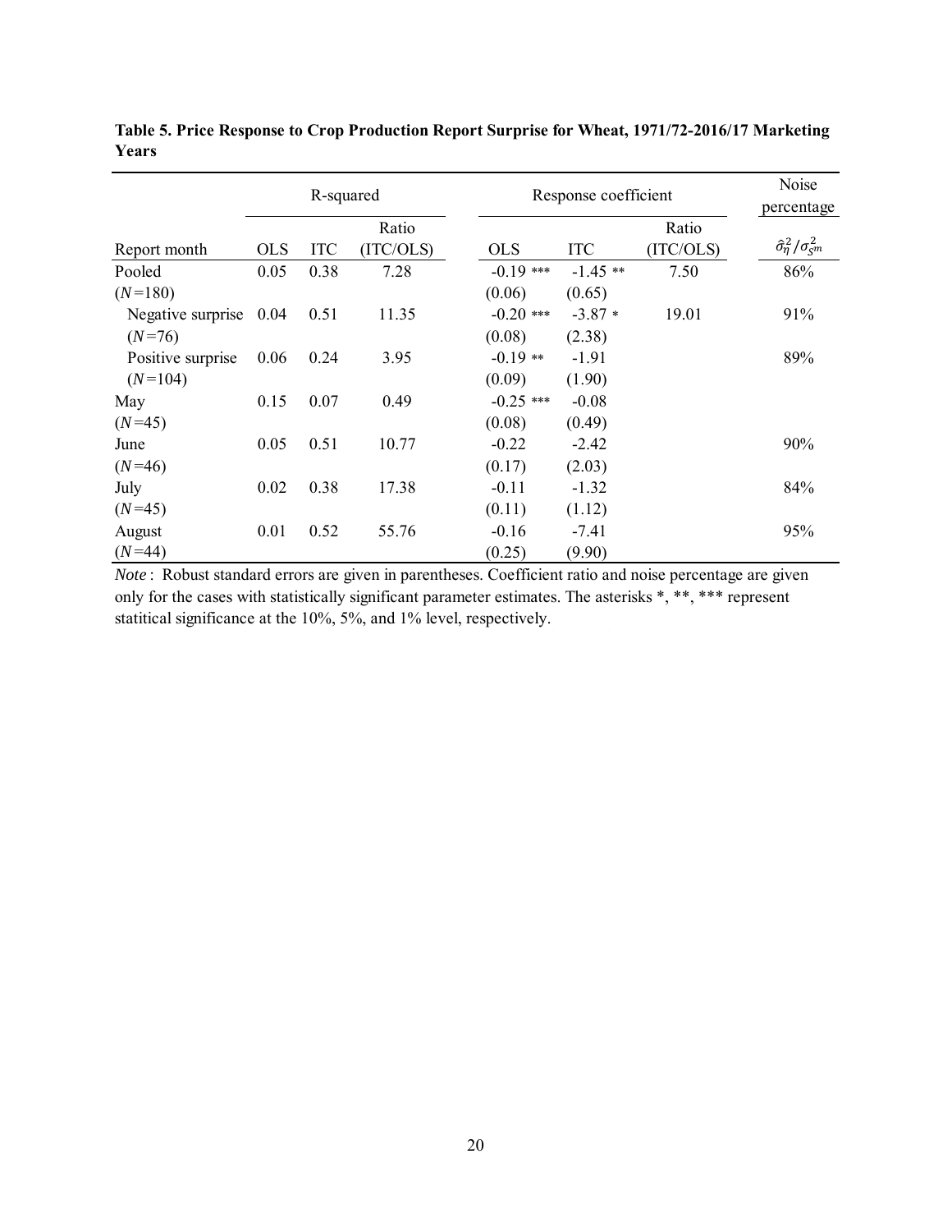**Table 5. Price Response to Crop Production Report Surprise for Wheat, 1971/72-2016/17 Marketing Years**

| | R-squared | | | Response coefficient | | | Noise percentage |
|---|---|---|---|---|---|---|---|
| Report month | OLS | ITC | Ratio (ITC/OLS) | OLS | ITC | Ratio (ITC/OLS) | $\hat{\sigma}_{\eta}^{2}/\sigma_{S^m}^{2}$ |
| Pooled | 0.05 | 0.38 | 7.28 | -0.19 *** | -1.45 ** | 7.50 | 86% |
| ($N$=180) | | | | (0.06) | (0.65) | | |
| Negative surprise | 0.04 | 0.51 | 11.35 | -0.20 *** | -3.87 * | 19.01 | 91% |
| ($N$=76) | | | | (0.08) | (2.38) | | |
| Positive surprise | 0.06 | 0.24 | 3.95 | -0.19 ** | -1.91 | | 89% |
| ($N$=104) | | | | (0.09) | (1.90) | | |
| May | 0.15 | 0.07 | 0.49 | -0.25 *** | -0.08 | | |
| ($N$=45) | | | | (0.08) | (0.49) | | |
| June | 0.05 | 0.51 | 10.77 | -0.22 | -2.42 | | 90% |
| ($N$=46) | | | | (0.17) | (2.03) | | |
| July | 0.02 | 0.38 | 17.38 | -0.11 | -1.32 | | 84% |
| ($N$=45) | | | | (0.11) | (1.12) | | |
| August | 0.01 | 0.52 | 55.76 | -0.16 | -7.41 | | 95% |
| ($N$=44) | | | | (0.25) | (9.90) | | |

*Note* : Robust standard errors are given in parentheses. Coefficient ratio and noise percentage are given only for the cases with statistically significant parameter estimates. The asterisks *, **, *** represent statitical significance at the 10%, 5%, and 1% level, respectively.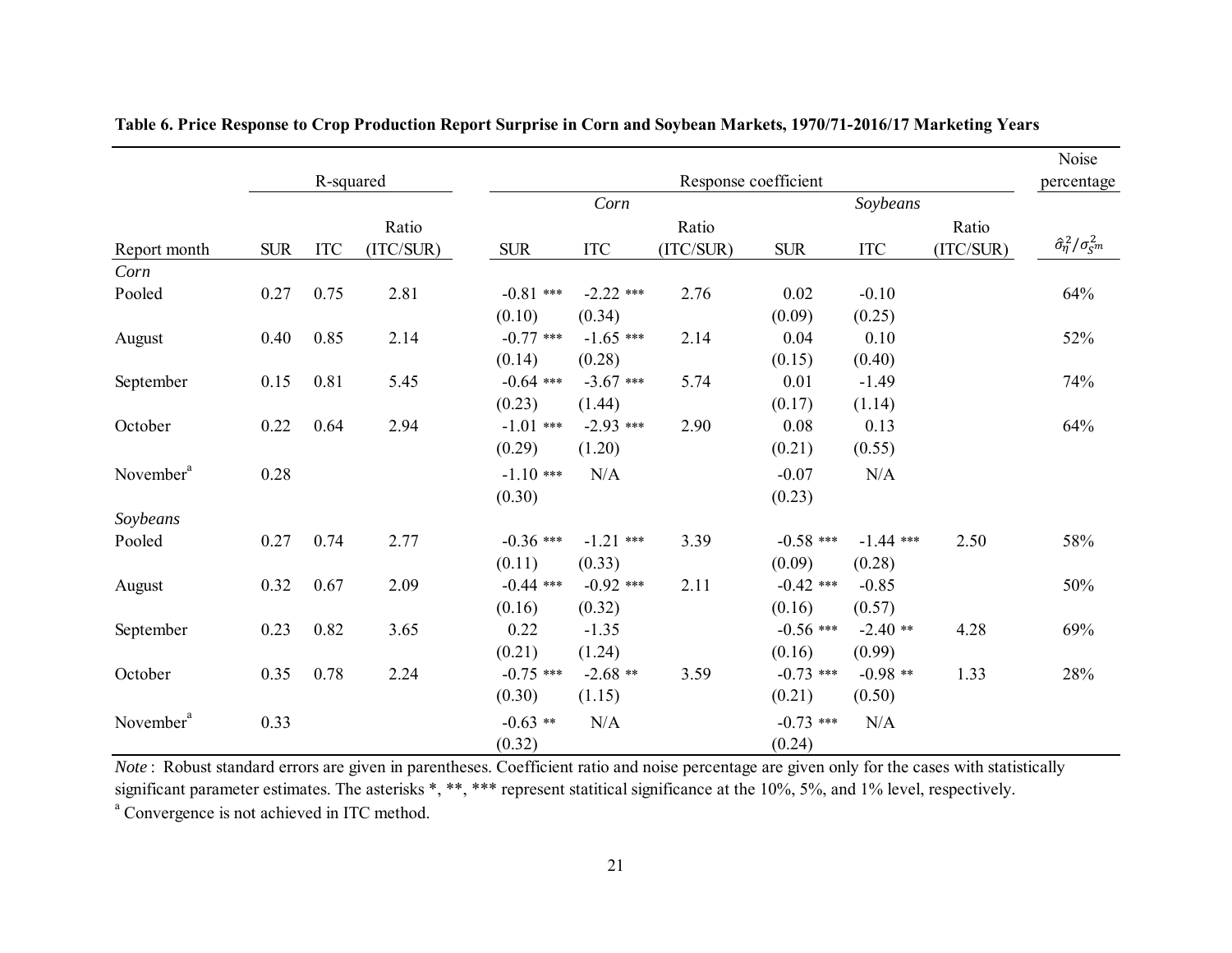**Table 6. Price Response to Crop Production Report Surprise in Corn and Soybean Markets, 1970/71-2016/17 Marketing Years**

| | R-squared | | | Response coefficient | | | | | | Noise percentage |
|---|---|---|---|---|---|---|---|---|---|---|
| | | | | *Corn* | | | *Soybeans* | | | |
| Report month | SUR | ITC | Ratio (ITC/SUR) | SUR | ITC | Ratio (ITC/SUR) | SUR | ITC | Ratio (ITC/SUR) | $\hat{\sigma}_{\eta}^{2}/\sigma_{S^m}^{2}$ |
| *Corn* | | | | | | | | | | |
| Pooled | 0.27 | 0.75 | 2.81 | -0.81 *** | -2.22 *** | 2.76 | 0.02 | -0.10 | | 64% |
| | | | | (0.10) | (0.34) | | (0.09) | (0.25) | | |
| August | 0.40 | 0.85 | 2.14 | -0.77 *** | -1.65 *** | 2.14 | 0.04 | 0.10 | | 52% |
| | | | | (0.14) | (0.28) | | (0.15) | (0.40) | | |
| September | 0.15 | 0.81 | 5.45 | -0.64 *** | -3.67 *** | 5.74 | 0.01 | -1.49 | | 74% |
| | | | | (0.23) | (1.44) | | (0.17) | (1.14) | | |
| October | 0.22 | 0.64 | 2.94 | -1.01 *** | -2.93 *** | 2.90 | 0.08 | 0.13 | | 64% |
| | | | | (0.29) | (1.20) | | (0.21) | (0.55) | | |
| November[a] | 0.28 | | | -1.10 *** | N/A | | -0.07 | N/A | | |
| | | | | (0.30) | | | (0.23) | | | |
| *Soybeans* | | | | | | | | | | |
| Pooled | 0.27 | 0.74 | 2.77 | -0.36 *** | -1.21 *** | 3.39 | -0.58 *** | -1.44 *** | 2.50 | 58% |
| | | | | (0.11) | (0.33) | | (0.09) | (0.28) | | |
| August | 0.32 | 0.67 | 2.09 | -0.44 *** | -0.92 *** | 2.11 | -0.42 *** | -0.85 | | 50% |
| | | | | (0.16) | (0.32) | | (0.16) | (0.57) | | |
| September | 0.23 | 0.82 | 3.65 | 0.22 | -1.35 | | -0.56 *** | -2.40 ** | 4.28 | 69% |
| | | | | (0.21) | (1.24) | | (0.16) | (0.99) | | |
| October | 0.35 | 0.78 | 2.24 | -0.75 *** | -2.68 ** | 3.59 | -0.73 *** | -0.98 ** | 1.33 | 28% |
| | | | | (0.30) | (1.15) | | (0.21) | (0.50) | | |
| November[a] | 0.33 | | | -0.63 ** | N/A | | -0.73 *** | N/A | | |
| | | | | (0.32) | | | (0.24) | | | |

*Note*: Robust standard errors are given in parentheses. Coefficient ratio and noise percentage are given only for the cases with statistically significant parameter estimates. The asterisks *, **, *** represent statitical significance at the 10%, 5%, and 1% level, respectively.

[a] Convergence is not achieved in ITC method.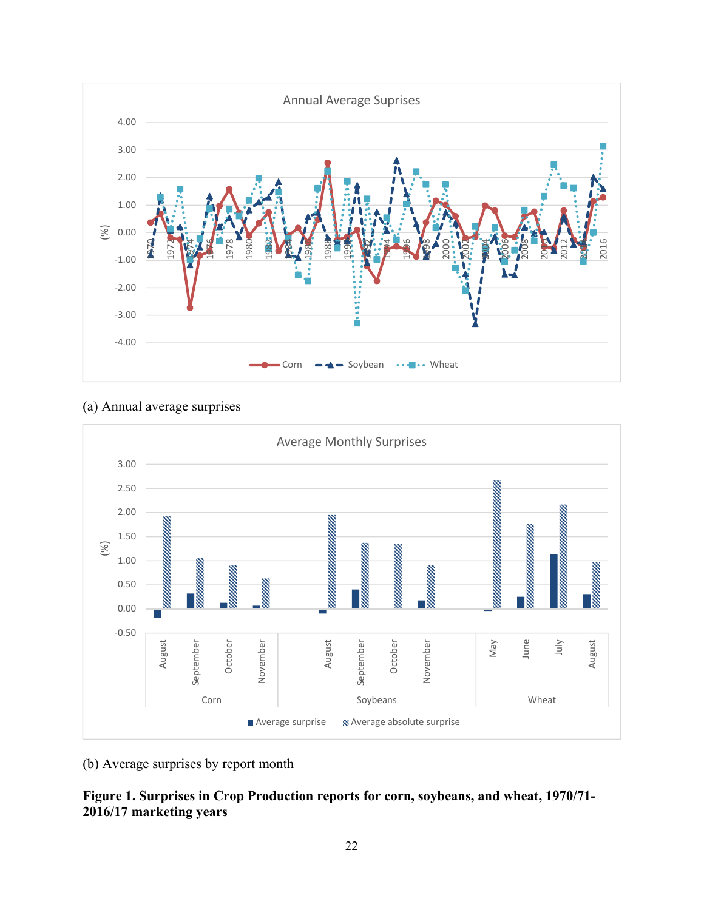(a) Annual average surprises

(b) Average surprises by report month

**Figure 1. Surprises in Crop Production reports for corn, soybeans, and wheat, 1970/71-2016/17 marketing years**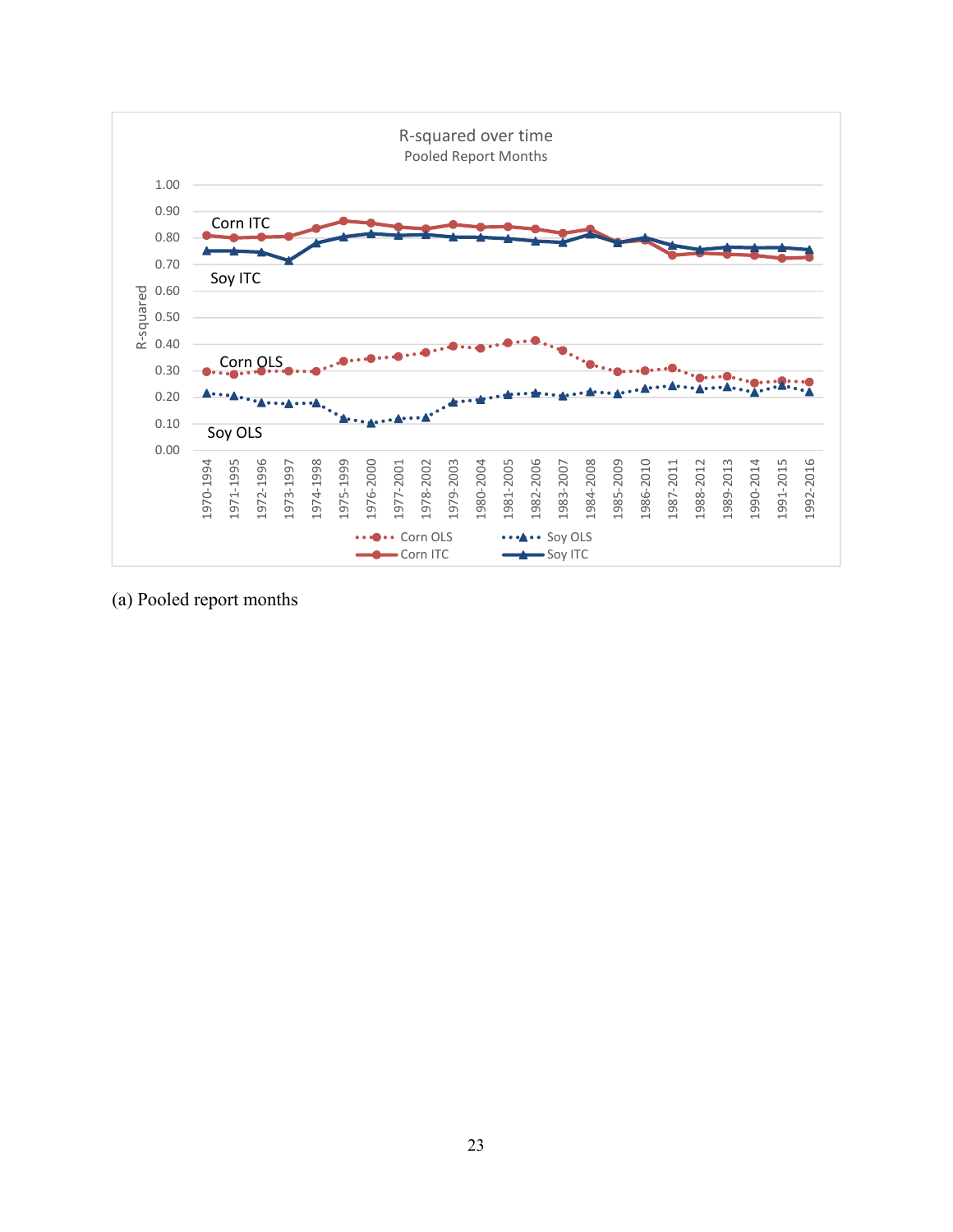(a) Pooled report months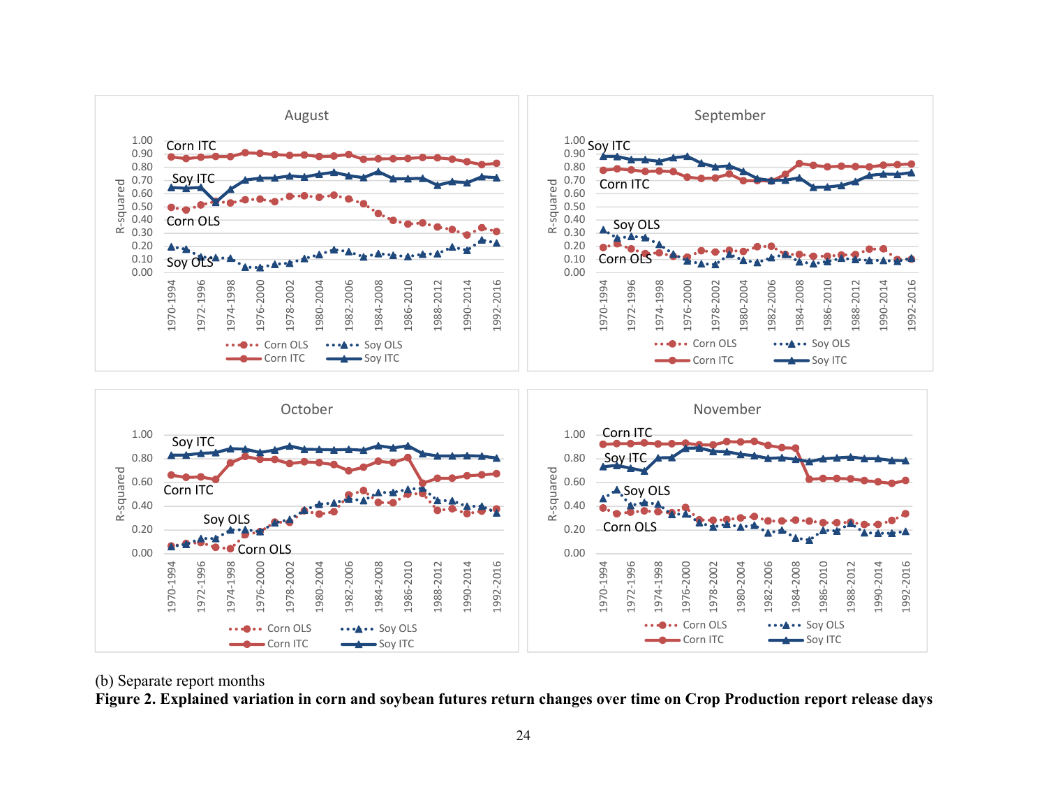(b) Separate report months

**Figure 2. Explained variation in corn and soybean futures return changes over time on Crop Production report release days**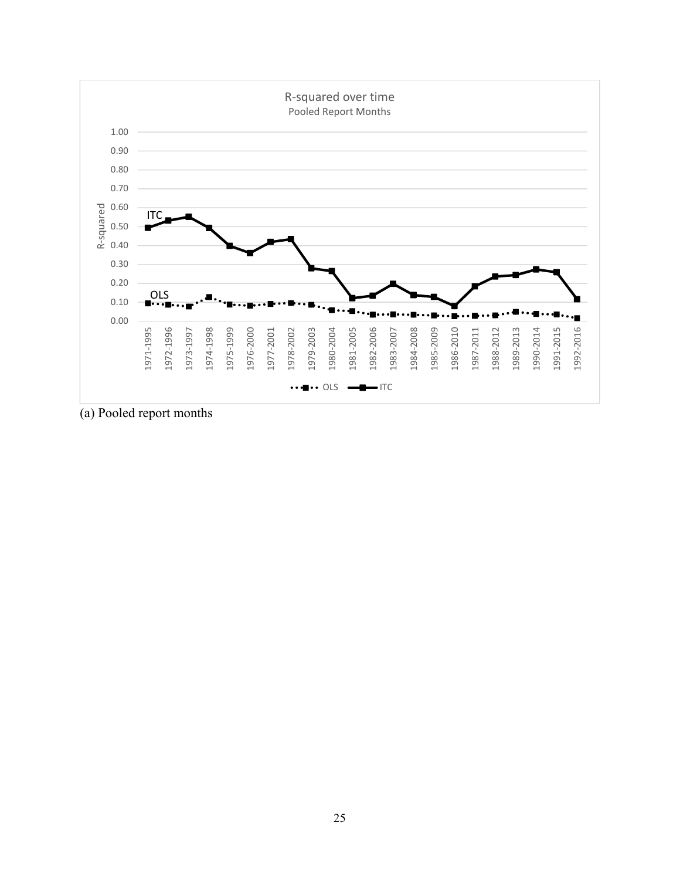(a) Pooled report months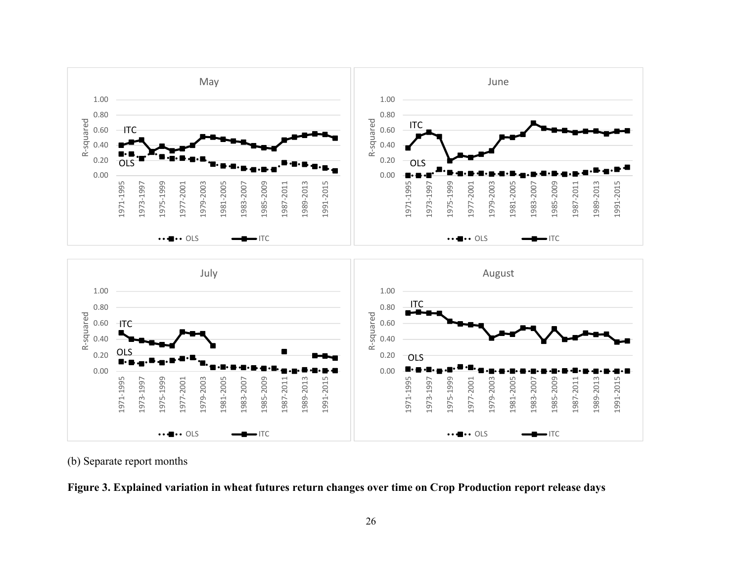(b) Separate report months

**Figure 3. Explained variation in wheat futures return changes over time on Crop Production report release days**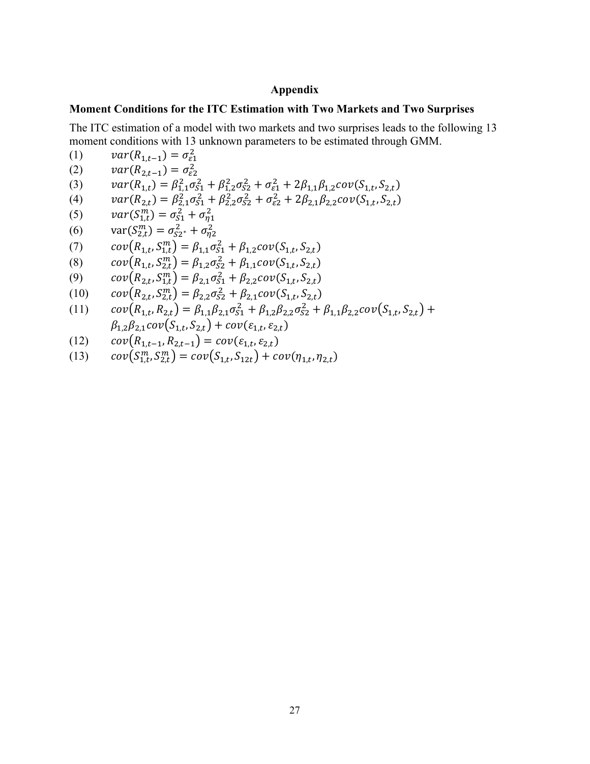## Appendix

### Moment Conditions for the ITC Estimation with Two Markets and Two Surprises

The ITC estimation of a model with two markets and two surprises leads to the following 13 moment conditions with 13 unknown parameters to be estimated through GMM.

(1) $var(R_{1,t-1}) = \sigma_{\varepsilon 1}^2$

(2) $var(R_{2,t-1}) = \sigma_{\varepsilon 2}^2$

(3) $var(R_{1,t}) = \beta_{1,1}^2\sigma_{S1}^2 + \beta_{1,2}^2\sigma_{S2}^2 + \sigma_{\varepsilon 1}^2 + 2\beta_{1,1}\beta_{1,2}cov(S_{1,t}, S_{2,t})$

(4) $var(R_{2,t}) = \beta_{2,1}^2\sigma_{S1}^2 + \beta_{2,2}^2\sigma_{S2}^2 + \sigma_{\varepsilon 2}^2 + 2\beta_{2,1}\beta_{2,2}cov(S_{1,t}, S_{2,t})$

(5) $var(S_{1,t}^m) = \sigma_{S1}^2 + \sigma_{\eta 1}^2$

(6) $\text{var}(S_{2,t}^m) = \sigma_{S2^*}^2 + \sigma_{\eta 2}^2$

(7) $cov(R_{1,t}, S_{1,t}^m) = \beta_{1,1}\sigma_{S1}^2 + \beta_{1,2}cov(S_{1,t}, S_{2,t})$

(8) $cov(R_{1,t}, S_{2,t}^m) = \beta_{1,2}\sigma_{S2}^2 + \beta_{1,1}cov(S_{1,t}, S_{2,t})$

(9) $cov(R_{2,t}, S_{1,t}^m) = \beta_{2,1}\sigma_{S1}^2 + \beta_{2,2}cov(S_{1,t}, S_{2,t})$

(10) $cov(R_{2,t}, S_{2,t}^m) = \beta_{2,2}\sigma_{S2}^2 + \beta_{2,1}cov(S_{1,t}, S_{2,t})$

(11) $cov(R_{1,t}, R_{2,t}) = \beta_{1,1}\beta_{2,1}\sigma_{S1}^2 + \beta_{1,2}\beta_{2,2}\sigma_{S2}^2 + \beta_{1,1}\beta_{2,2}cov(S_{1,t}, S_{2,t}) +$
$\beta_{1,2}\beta_{2,1}cov(S_{1,t}, S_{2,t}) + cov(\varepsilon_{1,t}, \varepsilon_{2,t})$

(12) $cov(R_{1,t-1}, R_{2,t-1}) = cov(\varepsilon_{1,t}, \varepsilon_{2,t})$

(13) $cov(S_{1,t}^m, S_{2,t}^m) = cov(S_{1,t}, S_{12t}) + cov(\eta_{1,t}, \eta_{2,t})$